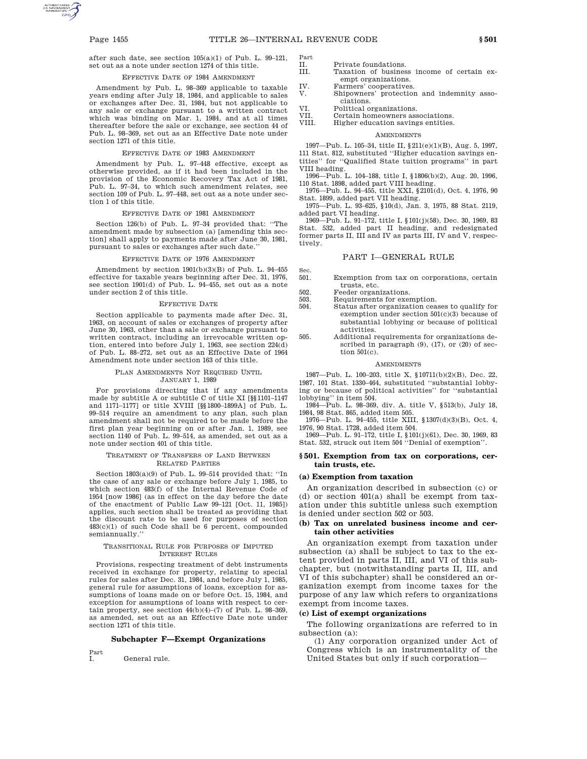after such date, see section 105(a)(1) of Pub. L. 99–121, set out as a note under section 1274 of this title.

EFFECTIVE DATE OF 1984 AMENDMENT

Amendment by Pub. L. 98–369 applicable to taxable years ending after July 18, 1984, and applicable to sales or exchanges after Dec. 31, 1984, but not applicable to any sale or exchange pursuant to a written contract which was binding on Mar. 1, 1984, and at all times thereafter before the sale or exchange, see section 44 of Pub. L. 98–369, set out as an Effective Date note under section 1271 of this title.

EFFECTIVE DATE OF 1983 AMENDMENT

Amendment by Pub. L. 97–448 effective, except as otherwise provided, as if it had been included in the provision of the Economic Recovery Tax Act of 1981, Pub. L. 97–34, to which such amendment relates, see section 109 of Pub. L. 97–448, set out as a note under section 1 of this title.

EFFECTIVE DATE OF 1981 AMENDMENT

Section 126(b) of Pub. L. 97–34 provided that: ''The amendment made by subsection (a) [amending this section] shall apply to payments made after June 30, 1981, pursuant to sales or exchanges after such date.''

EFFECTIVE DATE OF 1976 AMENDMENT

Amendment by section 1901(b)(3)(B) of Pub. L. 94–455 effective for taxable years beginning after Dec. 31, 1976, see section 1901(d) of Pub. L. 94–455, set out as a note under section 2 of this title.

EFFECTIVE DATE

Section applicable to payments made after Dec. 31, 1963, on account of sales or exchanges of property after June 30, 1963, other than a sale or exchange pursuant to written contract, including an irrevocable written option, entered into before July 1, 1963, see section 224(d) of Pub. L. 88–272, set out as an Effective Date of 1964 Amendment note under section 163 of this title.

PLAN AMENDMENTS NOT REQUIRED UNTIL JANUARY 1, 1989

For provisions directing that if any amendments made by subtitle A or subtitle C of title XI [§§1101–1147 and 1171–1177] or title XVIII [§§1800–1899A] of Pub. L. 99–514 require an amendment to any plan, such plan amendment shall not be required to be made before the first plan year beginning on or after Jan. 1, 1989, see section 1140 of Pub. L. 99–514, as amended, set out as a note under section 401 of this title.

TREATMENT OF TRANSFERS OF LAND BETWEEN RELATED PARTIES

Section 1803(a)(9) of Pub. L. 99–514 provided that: ''In the case of any sale or exchange before July 1, 1985, to which section 483(f) of the Internal Revenue Code of 1954 [now 1986] (as in effect on the day before the date of the enactment of Public Law 99–121 [Oct. 11, 1985]) applies, such section shall be treated as providing that the discount rate to be used for purposes of section 483(c)(1) of such Code shall be 6 percent, compounded semiannually.''

TRANSITIONAL RULE FOR PURPOSES OF IMPUTED INTEREST RULES

Provisions, respecting treatment of debt instruments received in exchange for property, relating to special rules for sales after Dec. 31, 1984, and before July 1, 1985, general rule for assumptions of loans, exception for assumptions of loans made on or before Oct. 15, 1984, and exception for assumptions of loans with respect to certain property, see section 44(b)(4)–(7) of Pub. L. 98–369, as amended, set out as an Effective Date note under section 1271 of this title.

## Subchapter F—Exempt Organizations

| Part | |
|---|---|
| I. | General rule. |
| II. | Private foundations. |
| III. | Taxation of business income of certain exempt organizations. |
| IV. | Farmers' cooperatives. |
| V. | Shipowners' protection and indemnity associations. |
| VI. | Political organizations. |
| VII. | Certain homeowners associations. |
| VIII. | Higher education savings entities. |

AMENDMENTS

1997—Pub. L. 105–34, title II, §211(e)(1)(B), Aug. 5, 1997, 111 Stat. 812, substituted ''Higher education savings entities'' for ''Qualified State tuition programs'' in part VIII heading.

1996—Pub. L. 104–188, title I, §1806(b)(2), Aug. 20, 1996, 110 Stat. 1898, added part VIII heading.

1976—Pub. L. 94–455, title XXI, §2101(d), Oct. 4, 1976, 90 Stat. 1899, added part VII heading.

1975—Pub. L. 93–625, §10(d), Jan. 3, 1975, 88 Stat. 2119, added part VI heading.

1969—Pub. L. 91–172, title I, §101(j)(58), Dec. 30, 1969, 83 Stat. 532, added part II heading, and redesignated former parts II, III and IV as parts III, IV and V, respectively.

### PART I—GENERAL RULE

| Sec. | |
|---|---|
| 501. | Exemption from tax on corporations, certain trusts, etc. |
| 502. | Feeder organizations. |
| 503. | Requirements for exemption. |
| 504. | Status after organization ceases to qualify for exemption under section 501(c)(3) because of substantial lobbying or because of political activities. |
| 505. | Additional requirements for organizations described in paragraph (9), (17), or (20) of section 501(c). |

AMENDMENTS

1987—Pub. L. 100–203, title X, §10711(b)(2)(B), Dec. 22, 1987, 101 Stat. 1330–464, substituted ''substantial lobbying or because of political activities'' for ''substantial lobbying'' in item 504.

1984—Pub. L. 98–369, div. A, title V, §513(b), July 18, 1984, 98 Stat. 865, added item 505.

1976—Pub. L. 94–455, title XIII, §1307(d)(3)(B), Oct. 4, 1976, 90 Stat. 1728, added item 504.

1969—Pub. L. 91–172, title I, §101(j)(61), Dec. 30, 1969, 83 Stat. 532, struck out item 504 ''Denial of exemption''.

#### §501. Exemption from tax on corporations, certain trusts, etc.

**(a) Exemption from taxation**

An organization described in subsection (c) or (d) or section 401(a) shall be exempt from taxation under this subtitle unless such exemption is denied under section 502 or 503.

**(b) Tax on unrelated business income and certain other activities**

An organization exempt from taxation under subsection (a) shall be subject to tax to the extent provided in parts II, III, and VI of this subchapter, but (notwithstanding parts II, III, and VI of this subchapter) shall be considered an organization exempt from income taxes for the purpose of any law which refers to organizations exempt from income taxes.

**(c) List of exempt organizations**

The following organizations are referred to in subsection (a):

(1) Any corporation organized under Act of Congress which is an instrumentality of the United States but only if such corporation—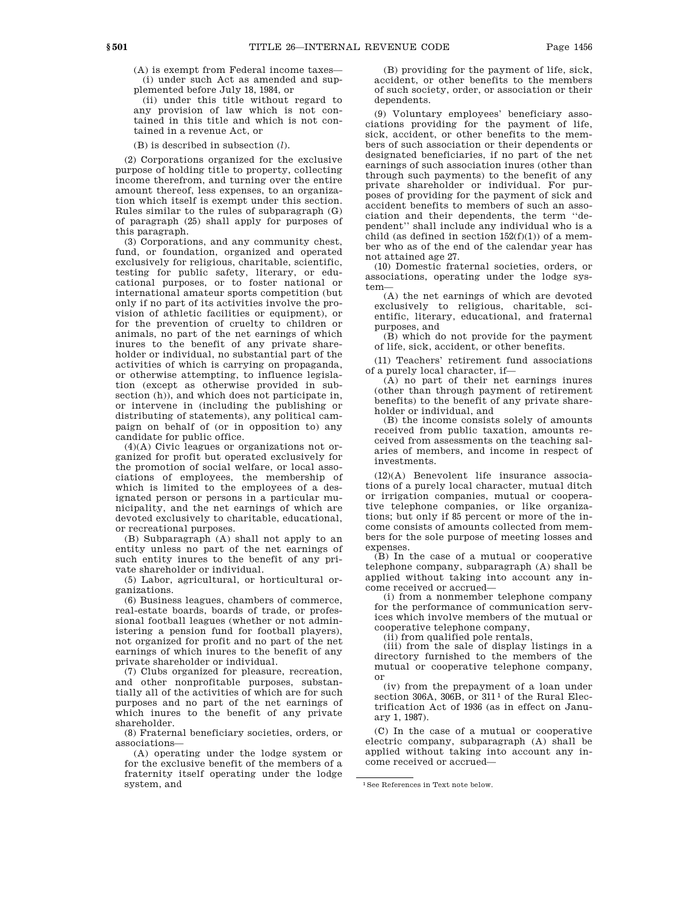(A) is exempt from Federal income taxes—

(i) under such Act as amended and supplemented before July 18, 1984, or

(ii) under this title without regard to any provision of law which is not contained in this title and which is not contained in a revenue Act, or

(B) is described in subsection (*l*).

(2) Corporations organized for the exclusive purpose of holding title to property, collecting income therefrom, and turning over the entire amount thereof, less expenses, to an organization which itself is exempt under this section. Rules similar to the rules of subparagraph (G) of paragraph (25) shall apply for purposes of this paragraph.

(3) Corporations, and any community chest, fund, or foundation, organized and operated exclusively for religious, charitable, scientific, testing for public safety, literary, or educational purposes, or to foster national or international amateur sports competition (but only if no part of its activities involve the provision of athletic facilities or equipment), or for the prevention of cruelty to children or animals, no part of the net earnings of which inures to the benefit of any private shareholder or individual, no substantial part of the activities of which is carrying on propaganda, or otherwise attempting, to influence legislation (except as otherwise provided in subsection (h)), and which does not participate in, or intervene in (including the publishing or distributing of statements), any political campaign on behalf of (or in opposition to) any candidate for public office.

(4)(A) Civic leagues or organizations not organized for profit but operated exclusively for the promotion of social welfare, or local associations of employees, the membership of which is limited to the employees of a designated person or persons in a particular municipality, and the net earnings of which are devoted exclusively to charitable, educational, or recreational purposes.

(B) Subparagraph (A) shall not apply to an entity unless no part of the net earnings of such entity inures to the benefit of any private shareholder or individual.

(5) Labor, agricultural, or horticultural organizations.

(6) Business leagues, chambers of commerce, real-estate boards, boards of trade, or professional football leagues (whether or not administering a pension fund for football players), not organized for profit and no part of the net earnings of which inures to the benefit of any private shareholder or individual.

(7) Clubs organized for pleasure, recreation, and other nonprofitable purposes, substantially all of the activities of which are for such purposes and no part of the net earnings of which inures to the benefit of any private shareholder.

(8) Fraternal beneficiary societies, orders, or associations—

(A) operating under the lodge system or for the exclusive benefit of the members of a fraternity itself operating under the lodge system, and

(B) providing for the payment of life, sick, accident, or other benefits to the members of such society, order, or association or their dependents.

(9) Voluntary employees' beneficiary associations providing for the payment of life, sick, accident, or other benefits to the members of such association or their dependents or designated beneficiaries, if no part of the net earnings of such association inures (other than through such payments) to the benefit of any private shareholder or individual. For purposes of providing for the payment of sick and accident benefits to members of such an association and their dependents, the term ''dependent'' shall include any individual who is a child (as defined in section 152(f)(1)) of a member who as of the end of the calendar year has not attained age 27.

(10) Domestic fraternal societies, orders, or associations, operating under the lodge system—

(A) the net earnings of which are devoted exclusively to religious, charitable, scientific, literary, educational, and fraternal purposes, and

(B) which do not provide for the payment of life, sick, accident, or other benefits.

(11) Teachers' retirement fund associations of a purely local character, if—

(A) no part of their net earnings inures (other than through payment of retirement benefits) to the benefit of any private shareholder or individual, and

(B) the income consists solely of amounts received from public taxation, amounts received from assessments on the teaching salaries of members, and income in respect of investments.

(12)(A) Benevolent life insurance associations of a purely local character, mutual ditch or irrigation companies, mutual or cooperative telephone companies, or like organizations; but only if 85 percent or more of the income consists of amounts collected from members for the sole purpose of meeting losses and expenses.

(B) In the case of a mutual or cooperative telephone company, subparagraph (A) shall be applied without taking into account any income received or accrued—

(i) from a nonmember telephone company for the performance of communication services which involve members of the mutual or cooperative telephone company,

(ii) from qualified pole rentals,

(iii) from the sale of display listings in a directory furnished to the members of the mutual or cooperative telephone company, or

(iv) from the prepayment of a loan under section 306A, 306B, or 311 [1] of the Rural Electrification Act of 1936 (as in effect on January 1, 1987).

(C) In the case of a mutual or cooperative electric company, subparagraph (A) shall be applied without taking into account any income received or accrued—

[1] See References in Text note below.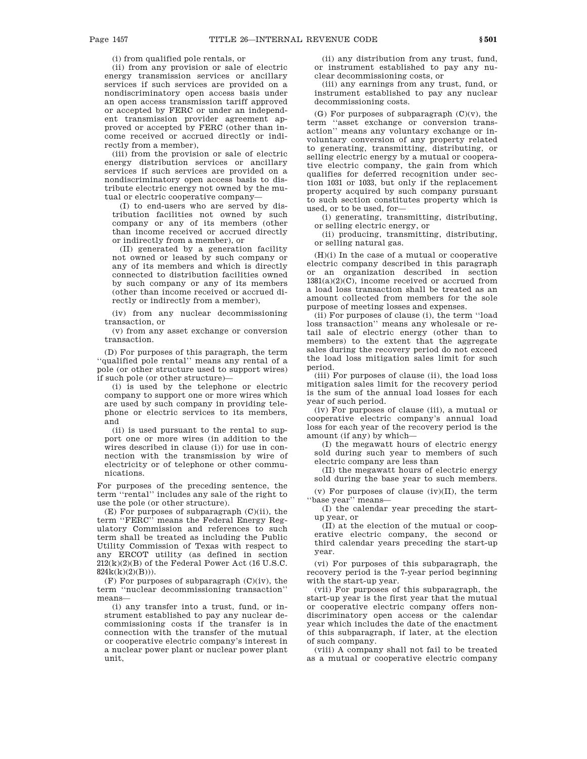(i) from qualified pole rentals, or

(ii) from any provision or sale of electric energy transmission services or ancillary services if such services are provided on a nondiscriminatory open access basis under an open access transmission tariff approved or accepted by FERC or under an independent transmission provider agreement approved or accepted by FERC (other than income received or accrued directly or indirectly from a member),

(iii) from the provision or sale of electric energy distribution services or ancillary services if such services are provided on a nondiscriminatory open access basis to distribute electric energy not owned by the mutual or electric cooperative company—

(I) to end-users who are served by distribution facilities not owned by such company or any of its members (other than income received or accrued directly or indirectly from a member), or

(II) generated by a generation facility not owned or leased by such company or any of its members and which is directly connected to distribution facilities owned by such company or any of its members (other than income received or accrued directly or indirectly from a member),

(iv) from any nuclear decommissioning transaction, or

(v) from any asset exchange or conversion transaction.

(D) For purposes of this paragraph, the term ''qualified pole rental'' means any rental of a pole (or other structure used to support wires) if such pole (or other structure)—

(i) is used by the telephone or electric company to support one or more wires which are used by such company in providing telephone or electric services to its members, and

(ii) is used pursuant to the rental to support one or more wires (in addition to the wires described in clause (i)) for use in connection with the transmission by wire of electricity or of telephone or other communications.

For purposes of the preceding sentence, the term ''rental'' includes any sale of the right to use the pole (or other structure).

(E) For purposes of subparagraph (C)(ii), the term ''FERC'' means the Federal Energy Regulatory Commission and references to such term shall be treated as including the Public Utility Commission of Texas with respect to any ERCOT utility (as defined in section 212(k)(2)(B) of the Federal Power Act (16 U.S.C. 824k(k)(2)(B))).

(F) For purposes of subparagraph (C)(iv), the term ''nuclear decommissioning transaction'' means—

(i) any transfer into a trust, fund, or instrument established to pay any nuclear decommissioning costs if the transfer is in connection with the transfer of the mutual or cooperative electric company's interest in a nuclear power plant or nuclear power plant unit,

(ii) any distribution from any trust, fund, or instrument established to pay any nuclear decommissioning costs, or

(iii) any earnings from any trust, fund, or instrument established to pay any nuclear decommissioning costs.

(G) For purposes of subparagraph (C)(v), the term ''asset exchange or conversion transaction'' means any voluntary exchange or involuntary conversion of any property related to generating, transmitting, distributing, or selling electric energy by a mutual or cooperative electric company, the gain from which qualifies for deferred recognition under section 1031 or 1033, but only if the replacement property acquired by such company pursuant to such section constitutes property which is used, or to be used, for—

(i) generating, transmitting, distributing, or selling electric energy, or

(ii) producing, transmitting, distributing, or selling natural gas.

(H)(i) In the case of a mutual or cooperative electric company described in this paragraph or an organization described in section 1381(a)(2)(C), income received or accrued from a load loss transaction shall be treated as an amount collected from members for the sole purpose of meeting losses and expenses.

(ii) For purposes of clause (i), the term ''load loss transaction'' means any wholesale or retail sale of electric energy (other than to members) to the extent that the aggregate sales during the recovery period do not exceed the load loss mitigation sales limit for such period.

(iii) For purposes of clause (ii), the load loss mitigation sales limit for the recovery period is the sum of the annual load losses for each year of such period.

(iv) For purposes of clause (iii), a mutual or cooperative electric company's annual load loss for each year of the recovery period is the amount (if any) by which—

(I) the megawatt hours of electric energy sold during such year to members of such electric company are less than

(II) the megawatt hours of electric energy sold during the base year to such members.

(v) For purposes of clause (iv)(II), the term ''base year'' means—

(I) the calendar year preceding the start-up year, or

(II) at the election of the mutual or cooperative electric company, the second or third calendar years preceding the start-up year.

(vi) For purposes of this subparagraph, the recovery period is the 7-year period beginning with the start-up year.

(vii) For purposes of this subparagraph, the start-up year is the first year that the mutual or cooperative electric company offers nondiscriminatory open access or the calendar year which includes the date of the enactment of this subparagraph, if later, at the election of such company.

(viii) A company shall not fail to be treated as a mutual or cooperative electric company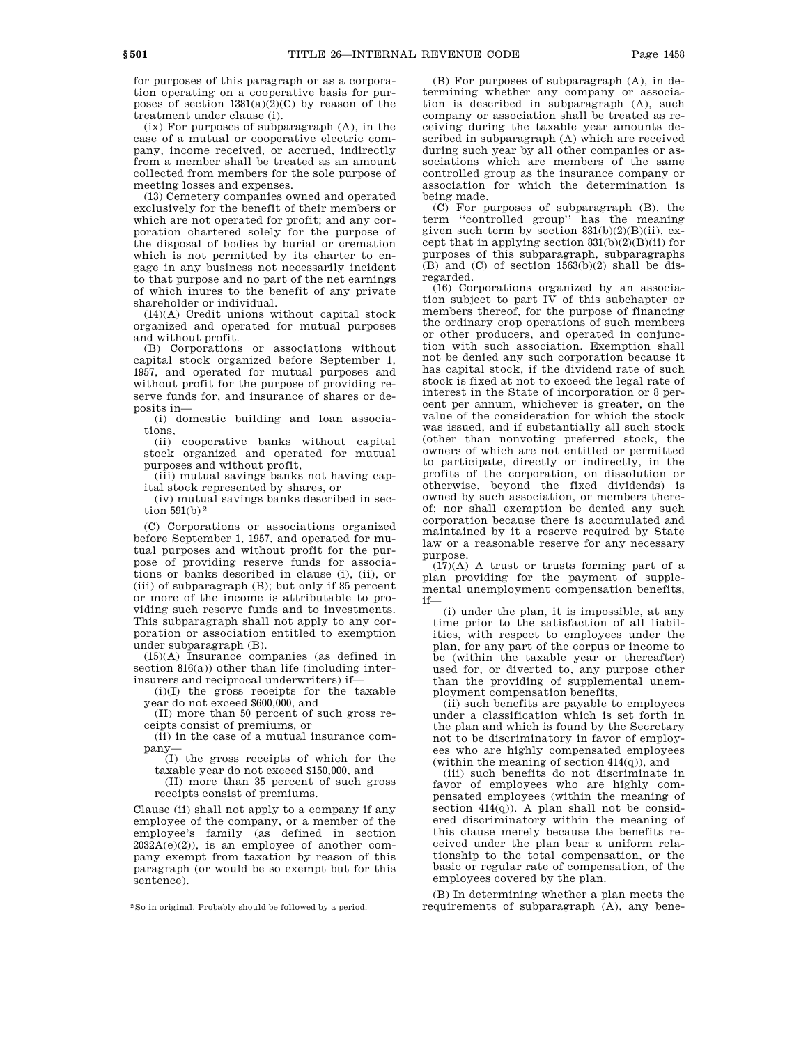for purposes of this paragraph or as a corporation operating on a cooperative basis for purposes of section 1381(a)(2)(C) by reason of the treatment under clause (i).

(ix) For purposes of subparagraph (A), in the case of a mutual or cooperative electric company, income received, or accrued, indirectly from a member shall be treated as an amount collected from members for the sole purpose of meeting losses and expenses.

(13) Cemetery companies owned and operated exclusively for the benefit of their members or which are not operated for profit; and any corporation chartered solely for the purpose of the disposal of bodies by burial or cremation which is not permitted by its charter to engage in any business not necessarily incident to that purpose and no part of the net earnings of which inures to the benefit of any private shareholder or individual.

(14)(A) Credit unions without capital stock organized and operated for mutual purposes and without profit.

(B) Corporations or associations without capital stock organized before September 1, 1957, and operated for mutual purposes and without profit for the purpose of providing reserve funds for, and insurance of shares or deposits in—

(i) domestic building and loan associations,

(ii) cooperative banks without capital stock organized and operated for mutual purposes and without profit,

(iii) mutual savings banks not having capital stock represented by shares, or

(iv) mutual savings banks described in section 591(b) [2]

(C) Corporations or associations organized before September 1, 1957, and operated for mutual purposes and without profit for the purpose of providing reserve funds for associations or banks described in clause (i), (ii), or (iii) of subparagraph (B); but only if 85 percent or more of the income is attributable to providing such reserve funds and to investments. This subparagraph shall not apply to any corporation or association entitled to exemption under subparagraph (B).

(15)(A) Insurance companies (as defined in section 816(a)) other than life (including interinsurers and reciprocal underwriters) if—

(i)(I) the gross receipts for the taxable year do not exceed $600,000, and

(II) more than 50 percent of such gross receipts consist of premiums, or

(ii) in the case of a mutual insurance company—

(I) the gross receipts of which for the taxable year do not exceed $150,000, and

(II) more than 35 percent of such gross receipts consist of premiums.

Clause (ii) shall not apply to a company if any employee of the company, or a member of the employee's family (as defined in section 2032A(e)(2)), is an employee of another company exempt from taxation by reason of this paragraph (or would be so exempt but for this sentence).

(B) For purposes of subparagraph (A), in determining whether any company or association is described in subparagraph (A), such company or association shall be treated as receiving during the taxable year amounts described in subparagraph (A) which are received during such year by all other companies or associations which are members of the same controlled group as the insurance company or association for which the determination is being made.

(C) For purposes of subparagraph (B), the term ''controlled group'' has the meaning given such term by section 831(b)(2)(B)(ii), except that in applying section 831(b)(2)(B)(ii) for purposes of this subparagraph, subparagraphs (B) and (C) of section 1563(b)(2) shall be disregarded.

(16) Corporations organized by an association subject to part IV of this subchapter or members thereof, for the purpose of financing the ordinary crop operations of such members or other producers, and operated in conjunction with such association. Exemption shall not be denied any such corporation because it has capital stock, if the dividend rate of such stock is fixed at not to exceed the legal rate of interest in the State of incorporation or 8 percent per annum, whichever is greater, on the value of the consideration for which the stock was issued, and if substantially all such stock (other than nonvoting preferred stock, the owners of which are not entitled or permitted to participate, directly or indirectly, in the profits of the corporation, on dissolution or otherwise, beyond the fixed dividends) is owned by such association, or members thereof; nor shall exemption be denied any such corporation because there is accumulated and maintained by it a reserve required by State law or a reasonable reserve for any necessary purpose.

(17)(A) A trust or trusts forming part of a plan providing for the payment of supplemental unemployment compensation benefits, if—

(i) under the plan, it is impossible, at any time prior to the satisfaction of all liabilities, with respect to employees under the plan, for any part of the corpus or income to be (within the taxable year or thereafter) used for, or diverted to, any purpose other than the providing of supplemental unemployment compensation benefits,

(ii) such benefits are payable to employees under a classification which is set forth in the plan and which is found by the Secretary not to be discriminatory in favor of employees who are highly compensated employees (within the meaning of section 414(q)), and

(iii) such benefits do not discriminate in favor of employees who are highly compensated employees (within the meaning of section 414(q)). A plan shall not be considered discriminatory within the meaning of this clause merely because the benefits received under the plan bear a uniform relationship to the total compensation, or the basic or regular rate of compensation, of the employees covered by the plan.

(B) In determining whether a plan meets the requirements of subparagraph (A), any bene-

[2] So in original. Probably should be followed by a period.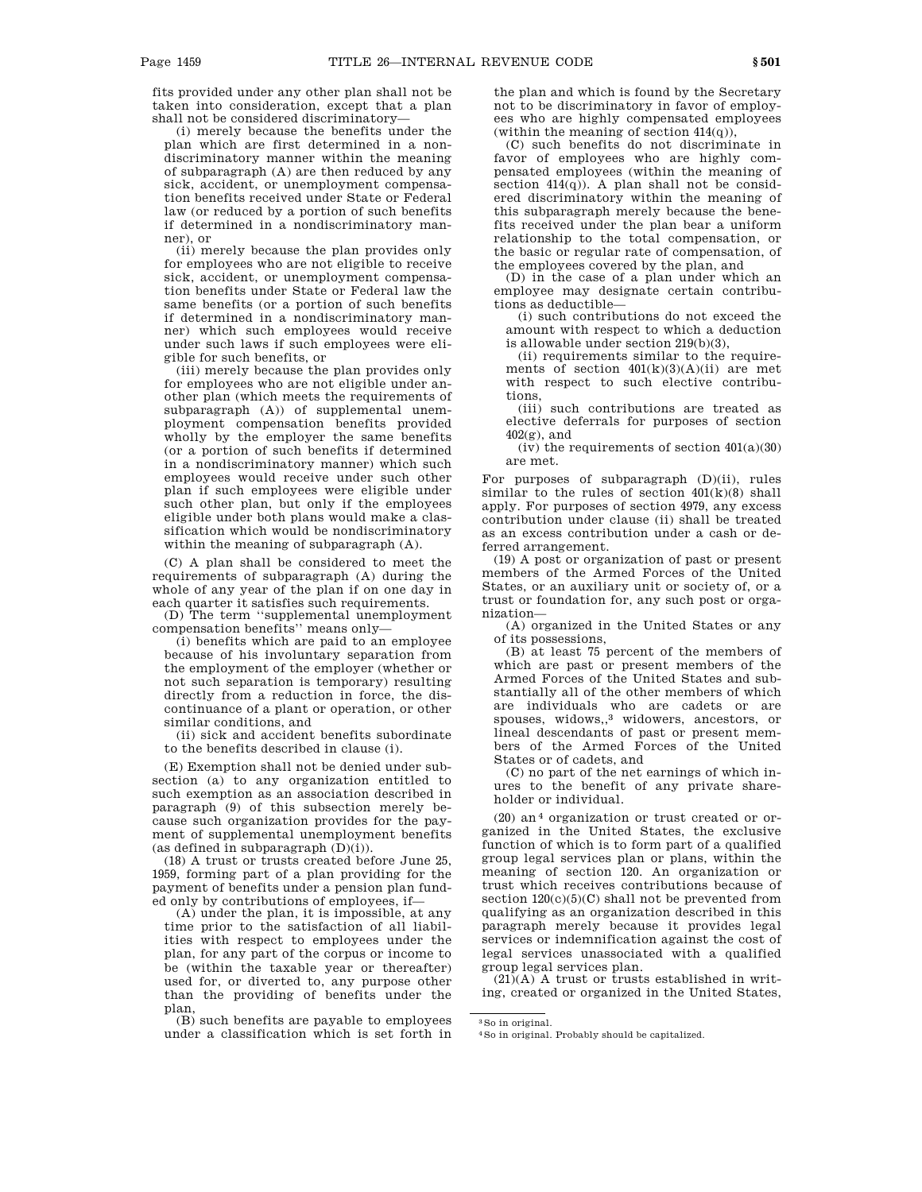fits provided under any other plan shall not be taken into consideration, except that a plan shall not be considered discriminatory—

(i) merely because the benefits under the plan which are first determined in a nondiscriminatory manner within the meaning of subparagraph (A) are then reduced by any sick, accident, or unemployment compensation benefits received under State or Federal law (or reduced by a portion of such benefits if determined in a nondiscriminatory manner), or

(ii) merely because the plan provides only for employees who are not eligible to receive sick, accident, or unemployment compensation benefits under State or Federal law the same benefits (or a portion of such benefits if determined in a nondiscriminatory manner) which such employees would receive under such laws if such employees were eligible for such benefits, or

(iii) merely because the plan provides only for employees who are not eligible under another plan (which meets the requirements of subparagraph (A)) of supplemental unemployment compensation benefits provided wholly by the employer the same benefits (or a portion of such benefits if determined in a nondiscriminatory manner) which such employees would receive under such other plan if such employees were eligible under such other plan, but only if the employees eligible under both plans would make a classification which would be nondiscriminatory within the meaning of subparagraph (A).

(C) A plan shall be considered to meet the requirements of subparagraph (A) during the whole of any year of the plan if on one day in each quarter it satisfies such requirements.

(D) The term ''supplemental unemployment compensation benefits'' means only—

(i) benefits which are paid to an employee because of his involuntary separation from the employment of the employer (whether or not such separation is temporary) resulting directly from a reduction in force, the discontinuance of a plant or operation, or other similar conditions, and

(ii) sick and accident benefits subordinate to the benefits described in clause (i).

(E) Exemption shall not be denied under subsection (a) to any organization entitled to such exemption as an association described in paragraph (9) of this subsection merely because such organization provides for the payment of supplemental unemployment benefits (as defined in subparagraph (D)(i)).

(18) A trust or trusts created before June 25, 1959, forming part of a plan providing for the payment of benefits under a pension plan funded only by contributions of employees, if—

(A) under the plan, it is impossible, at any time prior to the satisfaction of all liabilities with respect to employees under the plan, for any part of the corpus or income to be (within the taxable year or thereafter) used for, or diverted to, any purpose other than the providing of benefits under the plan,

(B) such benefits are payable to employees under a classification which is set forth in the plan and which is found by the Secretary not to be discriminatory in favor of employees who are highly compensated employees (within the meaning of section 414(q)),

(C) such benefits do not discriminate in favor of employees who are highly compensated employees (within the meaning of section 414(q)). A plan shall not be considered discriminatory within the meaning of this subparagraph merely because the benefits received under the plan bear a uniform relationship to the total compensation, or the basic or regular rate of compensation, of the employees covered by the plan, and

(D) in the case of a plan under which an employee may designate certain contributions as deductible—

(i) such contributions do not exceed the amount with respect to which a deduction is allowable under section 219(b)(3),

(ii) requirements similar to the requirements of section 401(k)(3)(A)(ii) are met with respect to such elective contributions,

(iii) such contributions are treated as elective deferrals for purposes of section 402(g), and

(iv) the requirements of section 401(a)(30) are met.

For purposes of subparagraph (D)(ii), rules similar to the rules of section 401(k)(8) shall apply. For purposes of section 4979, any excess contribution under clause (ii) shall be treated as an excess contribution under a cash or deferred arrangement.

(19) A post or organization of past or present members of the Armed Forces of the United States, or an auxiliary unit or society of, or a trust or foundation for, any such post or organization—

(A) organized in the United States or any of its possessions,

(B) at least 75 percent of the members of which are past or present members of the Armed Forces of the United States and substantially all of the other members of which are individuals who are cadets or are spouses, widows,,[3] widowers, ancestors, or lineal descendants of past or present members of the Armed Forces of the United States or of cadets, and

(C) no part of the net earnings of which inures to the benefit of any private shareholder or individual.

(20) an[4] organization or trust created or organized in the United States, the exclusive function of which is to form part of a qualified group legal services plan or plans, within the meaning of section 120. An organization or trust which receives contributions because of section 120(c)(5)(C) shall not be prevented from qualifying as an organization described in this paragraph merely because it provides legal services or indemnification against the cost of legal services unassociated with a qualified group legal services plan.

(21)(A) A trust or trusts established in writing, created or organized in the United States,

[3] So in original.

[4] So in original. Probably should be capitalized.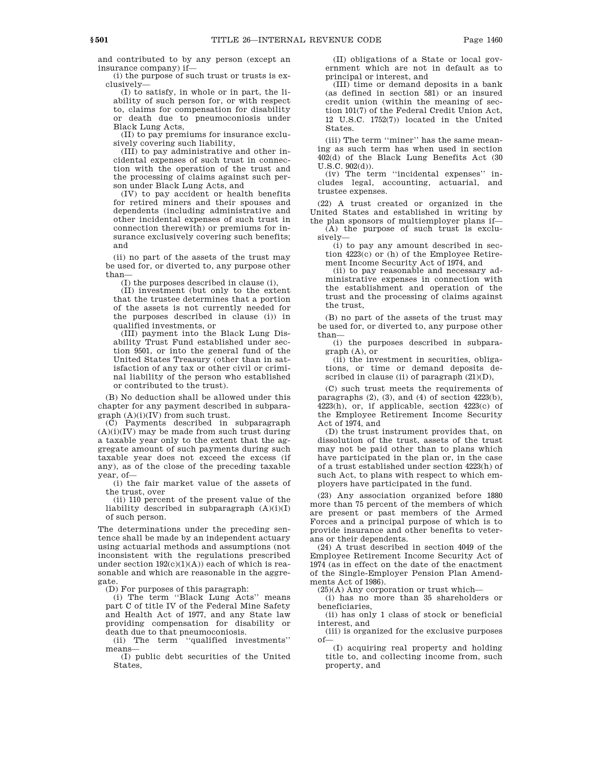and contributed to by any person (except an insurance company) if—

(i) the purpose of such trust or trusts is exclusively—

(I) to satisfy, in whole or in part, the liability of such person for, or with respect to, claims for compensation for disability or death due to pneumoconiosis under Black Lung Acts,

(II) to pay premiums for insurance exclusively covering such liability,

(III) to pay administrative and other incidental expenses of such trust in connection with the operation of the trust and the processing of claims against such person under Black Lung Acts, and

(IV) to pay accident or health benefits for retired miners and their spouses and dependents (including administrative and other incidental expenses of such trust in connection therewith) or premiums for insurance exclusively covering such benefits; and

(ii) no part of the assets of the trust may be used for, or diverted to, any purpose other than—

(I) the purposes described in clause (i),

(II) investment (but only to the extent that the trustee determines that a portion of the assets is not currently needed for the purposes described in clause (i)) in qualified investments, or

(III) payment into the Black Lung Disability Trust Fund established under section 9501, or into the general fund of the United States Treasury (other than in satisfaction of any tax or other civil or criminal liability of the person who established or contributed to the trust).

(B) No deduction shall be allowed under this chapter for any payment described in subparagraph (A)(i)(IV) from such trust.

(C) Payments described in subparagraph (A)(i)(IV) may be made from such trust during a taxable year only to the extent that the aggregate amount of such payments during such taxable year does not exceed the excess (if any), as of the close of the preceding taxable year, of—

(i) the fair market value of the assets of the trust, over

(ii) 110 percent of the present value of the liability described in subparagraph (A)(i)(I) of such person.

The determinations under the preceding sentence shall be made by an independent actuary using actuarial methods and assumptions (not inconsistent with the regulations prescribed under section 192(c)(1)(A)) each of which is reasonable and which are reasonable in the aggregate.

(D) For purposes of this paragraph:

(i) The term ''Black Lung Acts'' means part C of title IV of the Federal Mine Safety and Health Act of 1977, and any State law providing compensation for disability or death due to that pneumoconiosis.

(ii) The term ''qualified investments'' means—

(I) public debt securities of the United States,

(II) obligations of a State or local government which are not in default as to principal or interest, and

(III) time or demand deposits in a bank (as defined in section 581) or an insured credit union (within the meaning of section 101(7) of the Federal Credit Union Act, 12 U.S.C. 1752(7)) located in the United States.

(iii) The term ''miner'' has the same meaning as such term has when used in section 402(d) of the Black Lung Benefits Act (30 U.S.C. 902(d)).

(iv) The term ''incidental expenses'' includes legal, accounting, actuarial, and trustee expenses.

(22) A trust created or organized in the United States and established in writing by the plan sponsors of multiemployer plans if—

(A) the purpose of such trust is exclusively—

(i) to pay any amount described in section 4223(c) or (h) of the Employee Retirement Income Security Act of 1974, and

(ii) to pay reasonable and necessary administrative expenses in connection with the establishment and operation of the trust and the processing of claims against the trust,

(B) no part of the assets of the trust may be used for, or diverted to, any purpose other than—

(i) the purposes described in subparagraph (A), or

(ii) the investment in securities, obligations, or time or demand deposits described in clause (ii) of paragraph (21)(D),

(C) such trust meets the requirements of paragraphs (2), (3), and (4) of section 4223(b), 4223(h), or, if applicable, section 4223(c) of the Employee Retirement Income Security Act of 1974, and

(D) the trust instrument provides that, on dissolution of the trust, assets of the trust may not be paid other than to plans which have participated in the plan or, in the case of a trust established under section 4223(h) of such Act, to plans with respect to which employers have participated in the fund.

(23) Any association organized before 1880 more than 75 percent of the members of which are present or past members of the Armed Forces and a principal purpose of which is to provide insurance and other benefits to veterans or their dependents.

(24) A trust described in section 4049 of the Employee Retirement Income Security Act of 1974 (as in effect on the date of the enactment of the Single-Employer Pension Plan Amendments Act of 1986).

(25)(A) Any corporation or trust which—

(i) has no more than 35 shareholders or beneficiaries,

(ii) has only 1 class of stock or beneficial interest, and

(iii) is organized for the exclusive purposes of—

(I) acquiring real property and holding title to, and collecting income from, such property, and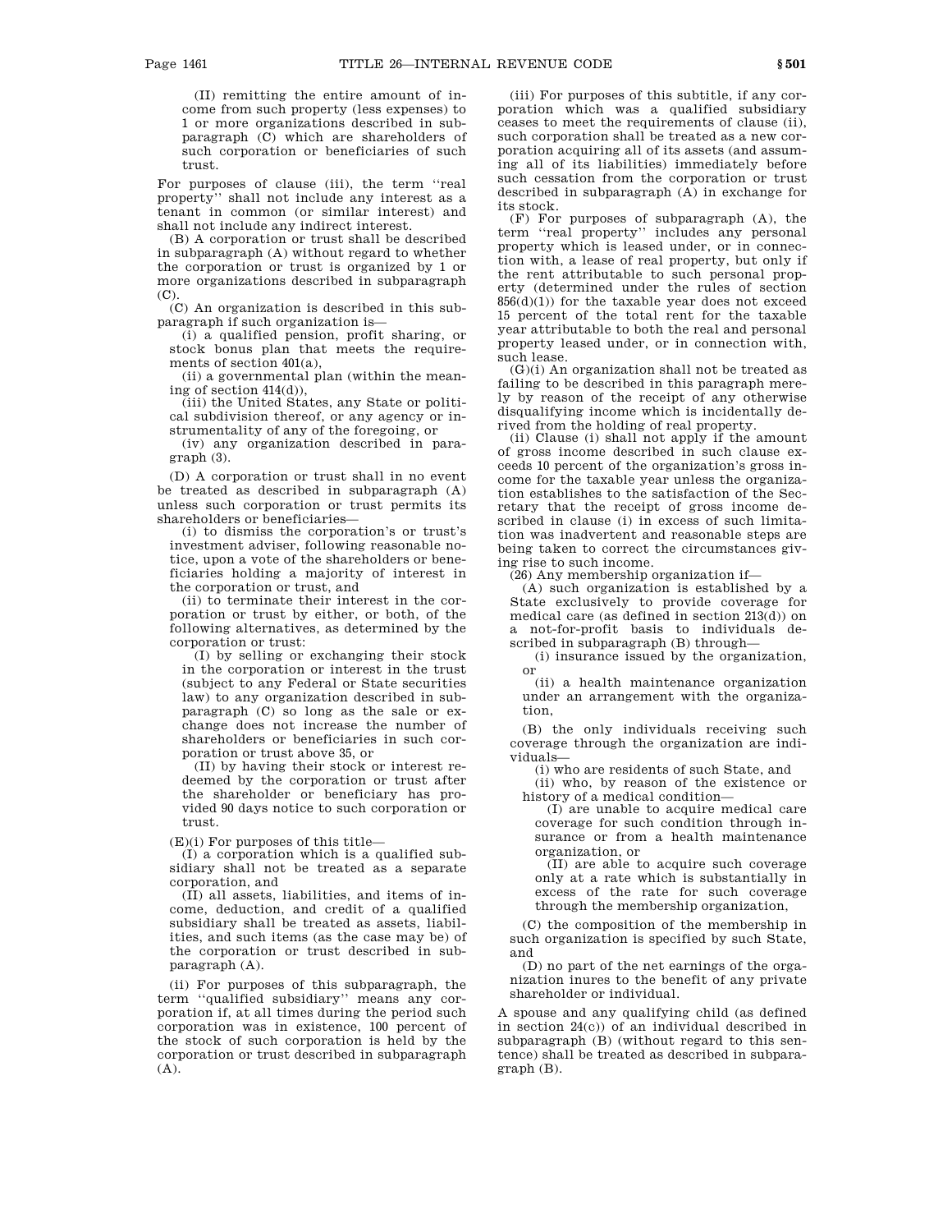(II) remitting the entire amount of income from such property (less expenses) to 1 or more organizations described in subparagraph (C) which are shareholders of such corporation or beneficiaries of such trust.

For purposes of clause (iii), the term ''real property'' shall not include any interest as a tenant in common (or similar interest) and shall not include any indirect interest.

(B) A corporation or trust shall be described in subparagraph (A) without regard to whether the corporation or trust is organized by 1 or more organizations described in subparagraph (C).

(C) An organization is described in this subparagraph if such organization is—

(i) a qualified pension, profit sharing, or stock bonus plan that meets the requirements of section 401(a),

(ii) a governmental plan (within the meaning of section 414(d)),

(iii) the United States, any State or political subdivision thereof, or any agency or instrumentality of any of the foregoing, or

(iv) any organization described in paragraph (3).

(D) A corporation or trust shall in no event be treated as described in subparagraph (A) unless such corporation or trust permits its shareholders or beneficiaries—

(i) to dismiss the corporation's or trust's investment adviser, following reasonable notice, upon a vote of the shareholders or beneficiaries holding a majority of interest in the corporation or trust, and

(ii) to terminate their interest in the corporation or trust by either, or both, of the following alternatives, as determined by the corporation or trust:

(I) by selling or exchanging their stock in the corporation or interest in the trust (subject to any Federal or State securities law) to any organization described in subparagraph (C) so long as the sale or exchange does not increase the number of shareholders or beneficiaries in such corporation or trust above 35, or

(II) by having their stock or interest redeemed by the corporation or trust after the shareholder or beneficiary has provided 90 days notice to such corporation or trust.

(E)(i) For purposes of this title—

(I) a corporation which is a qualified subsidiary shall not be treated as a separate corporation, and

(II) all assets, liabilities, and items of income, deduction, and credit of a qualified subsidiary shall be treated as assets, liabilities, and such items (as the case may be) of the corporation or trust described in subparagraph (A).

(ii) For purposes of this subparagraph, the term ''qualified subsidiary'' means any corporation if, at all times during the period such corporation was in existence, 100 percent of the stock of such corporation is held by the corporation or trust described in subparagraph (A).

(iii) For purposes of this subtitle, if any corporation which was a qualified subsidiary ceases to meet the requirements of clause (ii), such corporation shall be treated as a new corporation acquiring all of its assets (and assuming all of its liabilities) immediately before such cessation from the corporation or trust described in subparagraph (A) in exchange for its stock.

(F) For purposes of subparagraph (A), the term ''real property'' includes any personal property which is leased under, or in connection with, a lease of real property, but only if the rent attributable to such personal property (determined under the rules of section 856(d)(1)) for the taxable year does not exceed 15 percent of the total rent for the taxable year attributable to both the real and personal property leased under, or in connection with, such lease.

(G)(i) An organization shall not be treated as failing to be described in this paragraph merely by reason of the receipt of any otherwise disqualifying income which is incidentally derived from the holding of real property.

(ii) Clause (i) shall not apply if the amount of gross income described in such clause exceeds 10 percent of the organization's gross income for the taxable year unless the organization establishes to the satisfaction of the Secretary that the receipt of gross income described in clause (i) in excess of such limitation was inadvertent and reasonable steps are being taken to correct the circumstances giving rise to such income.

(26) Any membership organization if—

(A) such organization is established by a State exclusively to provide coverage for medical care (as defined in section 213(d)) on a not-for-profit basis to individuals described in subparagraph (B) through—

(i) insurance issued by the organization, or

(ii) a health maintenance organization under an arrangement with the organization,

(B) the only individuals receiving such coverage through the organization are individuals—

(i) who are residents of such State, and

(ii) who, by reason of the existence or history of a medical condition—

(I) are unable to acquire medical care coverage for such condition through insurance or from a health maintenance organization, or

(II) are able to acquire such coverage only at a rate which is substantially in excess of the rate for such coverage through the membership organization,

(C) the composition of the membership in such organization is specified by such State, and

(D) no part of the net earnings of the organization inures to the benefit of any private shareholder or individual.

A spouse and any qualifying child (as defined in section 24(c)) of an individual described in subparagraph (B) (without regard to this sentence) shall be treated as described in subparagraph (B).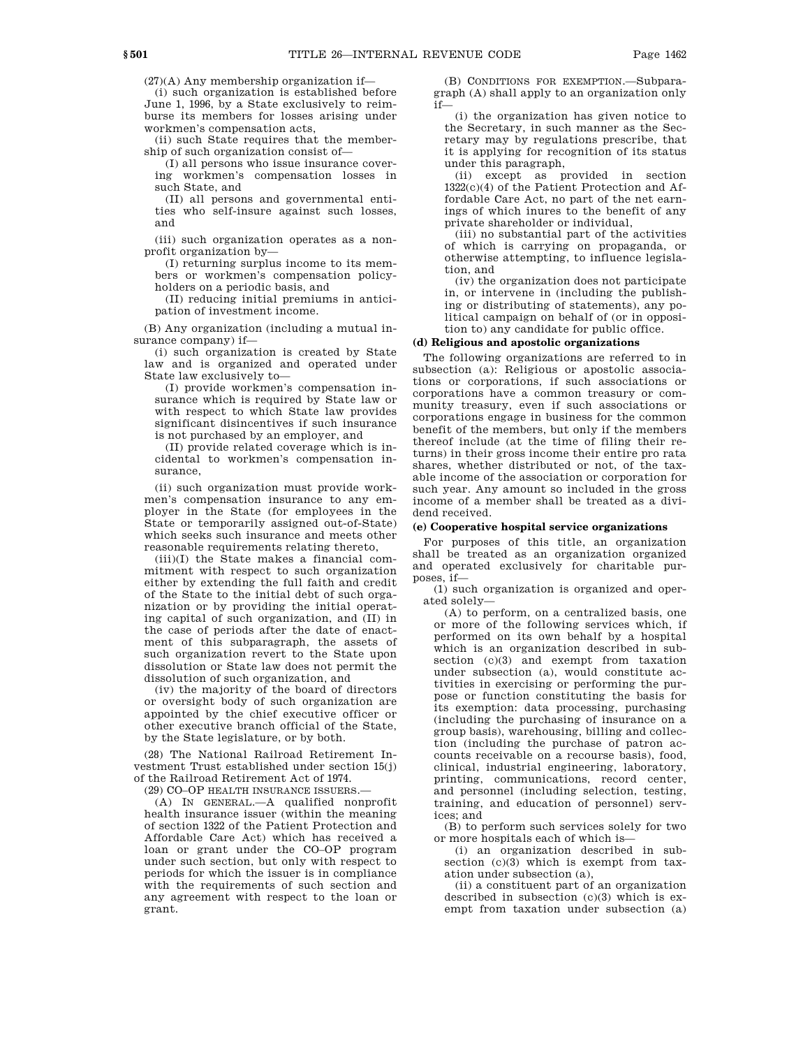(27)(A) Any membership organization if—

(i) such organization is established before June 1, 1996, by a State exclusively to reimburse its members for losses arising under workmen's compensation acts,

(ii) such State requires that the membership of such organization consist of—

(I) all persons who issue insurance covering workmen's compensation losses in such State, and

(II) all persons and governmental entities who self-insure against such losses, and

(iii) such organization operates as a nonprofit organization by—

(I) returning surplus income to its members or workmen's compensation policyholders on a periodic basis, and

(II) reducing initial premiums in anticipation of investment income.

(B) Any organization (including a mutual insurance company) if—

(i) such organization is created by State law and is organized and operated under State law exclusively to—

(I) provide workmen's compensation insurance which is required by State law or with respect to which State law provides significant disincentives if such insurance is not purchased by an employer, and

(II) provide related coverage which is incidental to workmen's compensation insurance,

(ii) such organization must provide workmen's compensation insurance to any employer in the State (for employees in the State or temporarily assigned out-of-State) which seeks such insurance and meets other reasonable requirements relating thereto,

(iii)(I) the State makes a financial commitment with respect to such organization either by extending the full faith and credit of the State to the initial debt of such organization or by providing the initial operating capital of such organization, and (II) in the case of periods after the date of enactment of this subparagraph, the assets of such organization revert to the State upon dissolution or State law does not permit the dissolution of such organization, and

(iv) the majority of the board of directors or oversight body of such organization are appointed by the chief executive officer or other executive branch official of the State, by the State legislature, or by both.

(28) The National Railroad Retirement Investment Trust established under section 15(j) of the Railroad Retirement Act of 1974.

(29) CO–OP HEALTH INSURANCE ISSUERS.—

(A) IN GENERAL.—A qualified nonprofit health insurance issuer (within the meaning of section 1322 of the Patient Protection and Affordable Care Act) which has received a loan or grant under the CO–OP program under such section, but only with respect to periods for which the issuer is in compliance with the requirements of such section and any agreement with respect to the loan or grant.

(B) CONDITIONS FOR EXEMPTION.—Subparagraph (A) shall apply to an organization only if—

(i) the organization has given notice to the Secretary, in such manner as the Secretary may by regulations prescribe, that it is applying for recognition of its status under this paragraph,

(ii) except as provided in section 1322(c)(4) of the Patient Protection and Affordable Care Act, no part of the net earnings of which inures to the benefit of any private shareholder or individual,

(iii) no substantial part of the activities of which is carrying on propaganda, or otherwise attempting, to influence legislation, and

(iv) the organization does not participate in, or intervene in (including the publishing or distributing of statements), any political campaign on behalf of (or in opposition to) any candidate for public office.

**(d) Religious and apostolic organizations**

The following organizations are referred to in subsection (a): Religious or apostolic associations or corporations, if such associations or corporations have a common treasury or community treasury, even if such associations or corporations engage in business for the common benefit of the members, but only if the members thereof include (at the time of filing their returns) in their gross income their entire pro rata shares, whether distributed or not, of the taxable income of the association or corporation for such year. Any amount so included in the gross income of a member shall be treated as a dividend received.

**(e) Cooperative hospital service organizations**

For purposes of this title, an organization shall be treated as an organization organized and operated exclusively for charitable purposes, if—

(1) such organization is organized and operated solely—

(A) to perform, on a centralized basis, one or more of the following services which, if performed on its own behalf by a hospital which is an organization described in subsection (c)(3) and exempt from taxation under subsection (a), would constitute activities in exercising or performing the purpose or function constituting the basis for its exemption: data processing, purchasing (including the purchasing of insurance on a group basis), warehousing, billing and collection (including the purchase of patron accounts receivable on a recourse basis), food, clinical, industrial engineering, laboratory, printing, communications, record center, and personnel (including selection, testing, training, and education of personnel) services; and

(B) to perform such services solely for two or more hospitals each of which is—

(i) an organization described in subsection (c)(3) which is exempt from taxation under subsection (a),

(ii) a constituent part of an organization described in subsection (c)(3) which is exempt from taxation under subsection (a)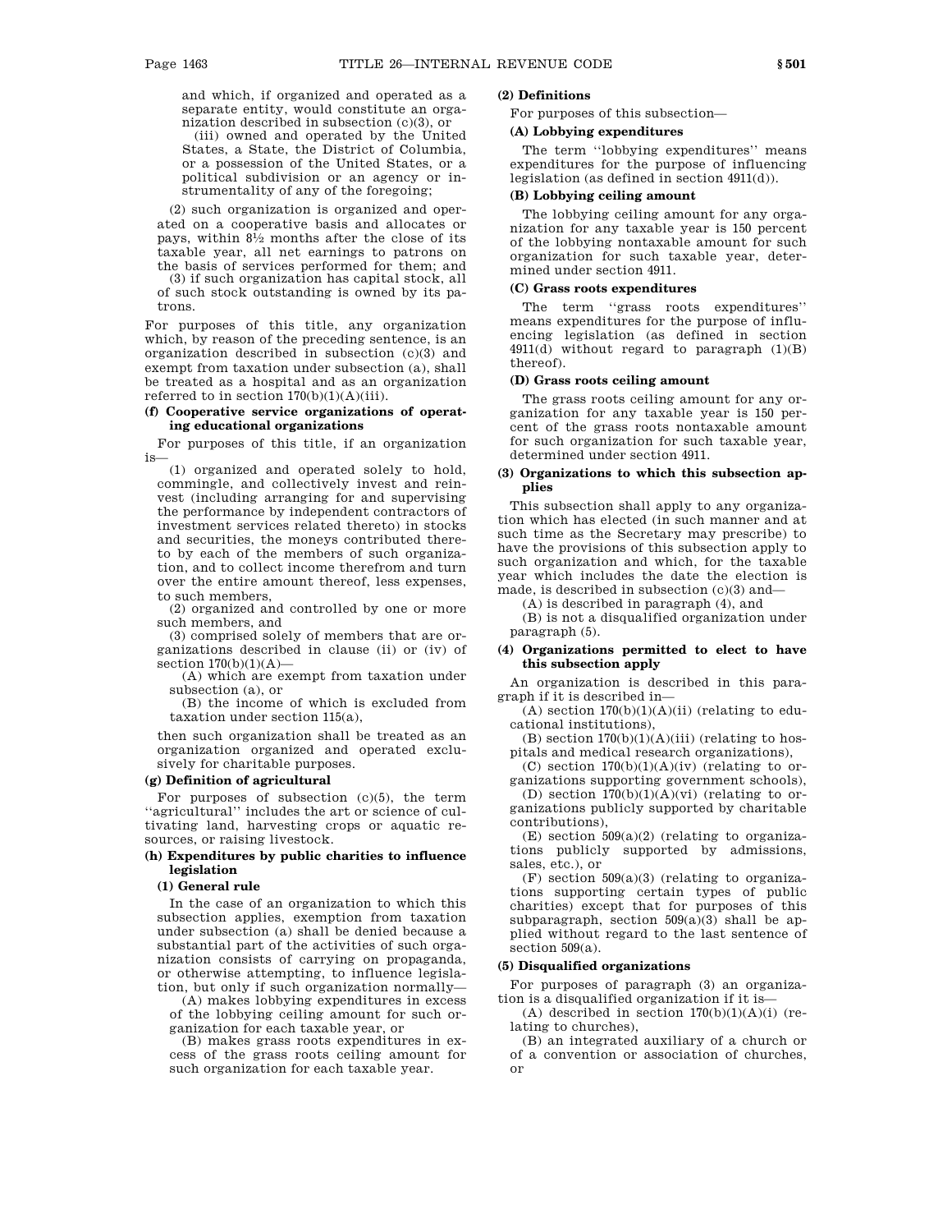and which, if organized and operated as a separate entity, would constitute an organization described in subsection (c)(3), or

(iii) owned and operated by the United States, a State, the District of Columbia, or a possession of the United States, or a political subdivision or an agency or instrumentality of any of the foregoing;

(2) such organization is organized and operated on a cooperative basis and allocates or pays, within 8½ months after the close of its taxable year, all net earnings to patrons on the basis of services performed for them; and

(3) if such organization has capital stock, all of such stock outstanding is owned by its patrons.

For purposes of this title, any organization which, by reason of the preceding sentence, is an organization described in subsection (c)(3) and exempt from taxation under subsection (a), shall be treated as a hospital and as an organization referred to in section 170(b)(1)(A)(iii).

#### (f) Cooperative service organizations of operating educational organizations

For purposes of this title, if an organization is—

(1) organized and operated solely to hold, commingle, and collectively invest and reinvest (including arranging for and supervising the performance by independent contractors of investment services related thereto) in stocks and securities, the moneys contributed thereto by each of the members of such organization, and to collect income therefrom and turn over the entire amount thereof, less expenses, to such members,

(2) organized and controlled by one or more such members, and

(3) comprised solely of members that are organizations described in clause (ii) or (iv) of section 170(b)(1)(A)—

(A) which are exempt from taxation under subsection (a), or

(B) the income of which is excluded from taxation under section 115(a),

then such organization shall be treated as an organization organized and operated exclusively for charitable purposes.

#### (g) Definition of agricultural

For purposes of subsection (c)(5), the term "agricultural" includes the art or science of cultivating land, harvesting crops or aquatic resources, or raising livestock.

#### (h) Expenditures by public charities to influence legislation

##### (1) General rule

In the case of an organization to which this subsection applies, exemption from taxation under subsection (a) shall be denied because a substantial part of the activities of such organization consists of carrying on propaganda, or otherwise attempting, to influence legislation, but only if such organization normally—

(A) makes lobbying expenditures in excess of the lobbying ceiling amount for such organization for each taxable year, or

(B) makes grass roots expenditures in excess of the grass roots ceiling amount for such organization for each taxable year.

##### (2) Definitions

For purposes of this subsection—

###### (A) Lobbying expenditures

The term "lobbying expenditures" means expenditures for the purpose of influencing legislation (as defined in section 4911(d)).

###### (B) Lobbying ceiling amount

The lobbying ceiling amount for any organization for any taxable year is 150 percent of the lobbying nontaxable amount for such organization for such taxable year, determined under section 4911.

###### (C) Grass roots expenditures

The term "grass roots expenditures" means expenditures for the purpose of influencing legislation (as defined in section 4911(d) without regard to paragraph (1)(B) thereof).

###### (D) Grass roots ceiling amount

The grass roots ceiling amount for any organization for any taxable year is 150 percent of the grass roots nontaxable amount for such organization for such taxable year, determined under section 4911.

##### (3) Organizations to which this subsection applies

This subsection shall apply to any organization which has elected (in such manner and at such time as the Secretary may prescribe) to have the provisions of this subsection apply to such organization and which, for the taxable year which includes the date the election is made, is described in subsection (c)(3) and—

(A) is described in paragraph (4), and

(B) is not a disqualified organization under paragraph (5).

##### (4) Organizations permitted to elect to have this subsection apply

An organization is described in this paragraph if it is described in—

(A) section 170(b)(1)(A)(ii) (relating to educational institutions),

(B) section 170(b)(1)(A)(iii) (relating to hospitals and medical research organizations),

(C) section 170(b)(1)(A)(iv) (relating to organizations supporting government schools),

(D) section 170(b)(1)(A)(vi) (relating to organizations publicly supported by charitable contributions),

(E) section 509(a)(2) (relating to organizations publicly supported by admissions, sales, etc.), or

(F) section 509(a)(3) (relating to organizations supporting certain types of public charities) except that for purposes of this subparagraph, section 509(a)(3) shall be applied without regard to the last sentence of section 509(a).

##### (5) Disqualified organizations

For purposes of paragraph (3) an organization is a disqualified organization if it is—

(A) described in section 170(b)(1)(A)(i) (relating to churches),

(B) an integrated auxiliary of a church or of a convention or association of churches, or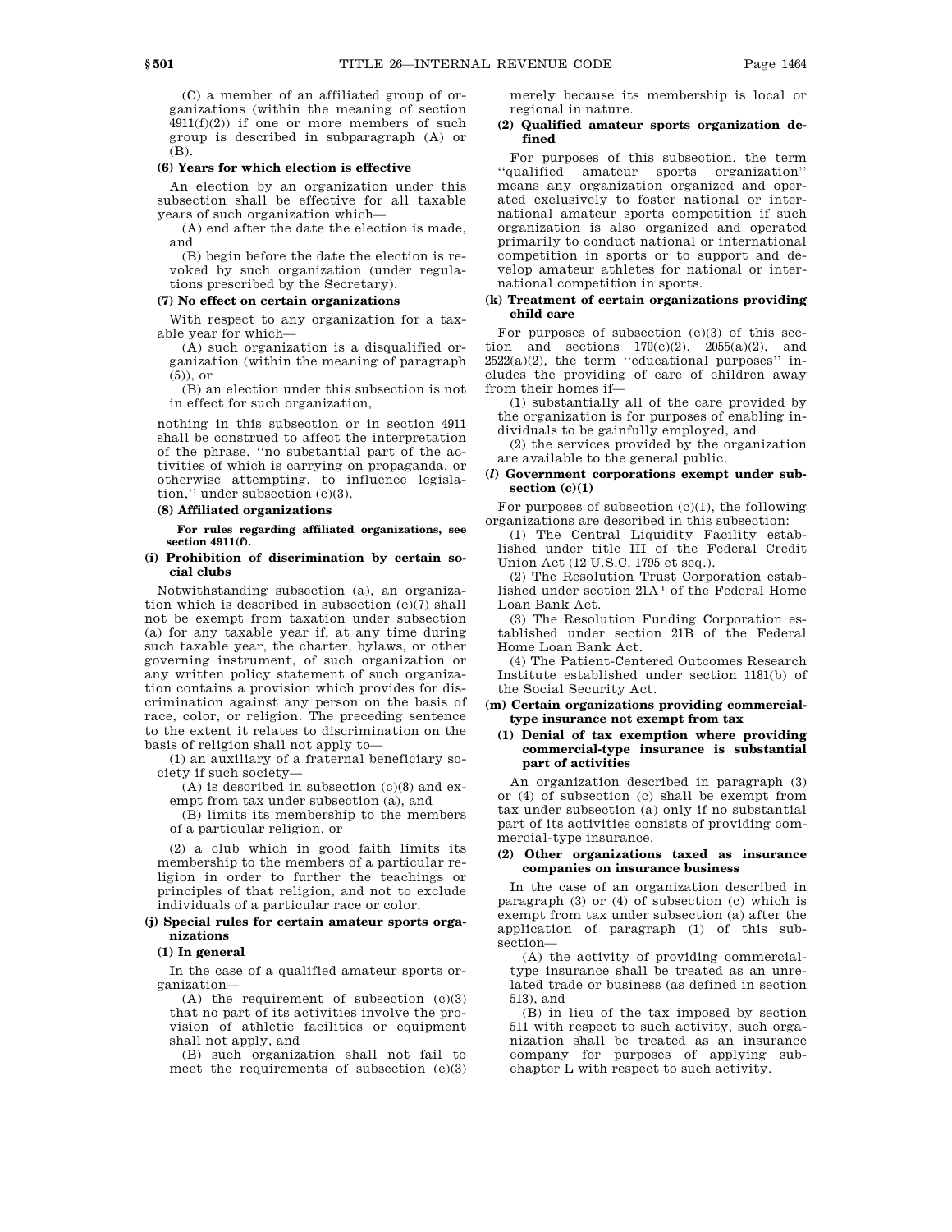(C) a member of an affiliated group of organizations (within the meaning of section 4911(f)(2)) if one or more members of such group is described in subparagraph (A) or (B).

**(6) Years for which election is effective**

An election by an organization under this subsection shall be effective for all taxable years of such organization which—

(A) end after the date the election is made, and

(B) begin before the date the election is revoked by such organization (under regulations prescribed by the Secretary).

**(7) No effect on certain organizations**

With respect to any organization for a taxable year for which—

(A) such organization is a disqualified organization (within the meaning of paragraph (5)), or

(B) an election under this subsection is not in effect for such organization,

nothing in this subsection or in section 4911 shall be construed to affect the interpretation of the phrase, ''no substantial part of the activities of which is carrying on propaganda, or otherwise attempting, to influence legislation,'' under subsection (c)(3).

**(8) Affiliated organizations**

**For rules regarding affiliated organizations, see section 4911(f).**

### (i) Prohibition of discrimination by certain social clubs

Notwithstanding subsection (a), an organization which is described in subsection (c)(7) shall not be exempt from taxation under subsection (a) for any taxable year if, at any time during such taxable year, the charter, bylaws, or other governing instrument, of such organization or any written policy statement of such organization contains a provision which provides for discrimination against any person on the basis of race, color, or religion. The preceding sentence to the extent it relates to discrimination on the basis of religion shall not apply to—

(1) an auxiliary of a fraternal beneficiary society if such society—

(A) is described in subsection (c)(8) and exempt from tax under subsection (a), and

(B) limits its membership to the members of a particular religion, or

(2) a club which in good faith limits its membership to the members of a particular religion in order to further the teachings or principles of that religion, and not to exclude individuals of a particular race or color.

### (j) Special rules for certain amateur sports organizations

**(1) In general**

In the case of a qualified amateur sports organization—

(A) the requirement of subsection (c)(3) that no part of its activities involve the provision of athletic facilities or equipment shall not apply, and

(B) such organization shall not fail to meet the requirements of subsection (c)(3) merely because its membership is local or regional in nature.

**(2) Qualified amateur sports organization defined**

For purposes of this subsection, the term ''qualified amateur sports organization'' means any organization organized and operated exclusively to foster national or international amateur sports competition if such organization is also organized and operated primarily to conduct national or international competition in sports or to support and develop amateur athletes for national or international competition in sports.

### (k) Treatment of certain organizations providing child care

For purposes of subsection (c)(3) of this section and sections 170(c)(2), 2055(a)(2), and 2522(a)(2), the term ''educational purposes'' includes the providing of care of children away from their homes if—

(1) substantially all of the care provided by the organization is for purposes of enabling individuals to be gainfully employed, and

(2) the services provided by the organization are available to the general public.

### (*l*) Government corporations exempt under subsection (c)(1)

For purposes of subsection (c)(1), the following organizations are described in this subsection:

(1) The Central Liquidity Facility established under title III of the Federal Credit Union Act (12 U.S.C. 1795 et seq.).

(2) The Resolution Trust Corporation established under section 21A[1] of the Federal Home Loan Bank Act.

(3) The Resolution Funding Corporation established under section 21B of the Federal Home Loan Bank Act.

(4) The Patient-Centered Outcomes Research Institute established under section 1181(b) of the Social Security Act.

### (m) Certain organizations providing commercial-type insurance not exempt from tax

**(1) Denial of tax exemption where providing commercial-type insurance is substantial part of activities**

An organization described in paragraph (3) or (4) of subsection (c) shall be exempt from tax under subsection (a) only if no substantial part of its activities consists of providing commercial-type insurance.

**(2) Other organizations taxed as insurance companies on insurance business**

In the case of an organization described in paragraph (3) or (4) of subsection (c) which is exempt from tax under subsection (a) after the application of paragraph (1) of this subsection—

(A) the activity of providing commercial-type insurance shall be treated as an unrelated trade or business (as defined in section 513), and

(B) in lieu of the tax imposed by section 511 with respect to such activity, such organization shall be treated as an insurance company for purposes of applying subchapter L with respect to such activity.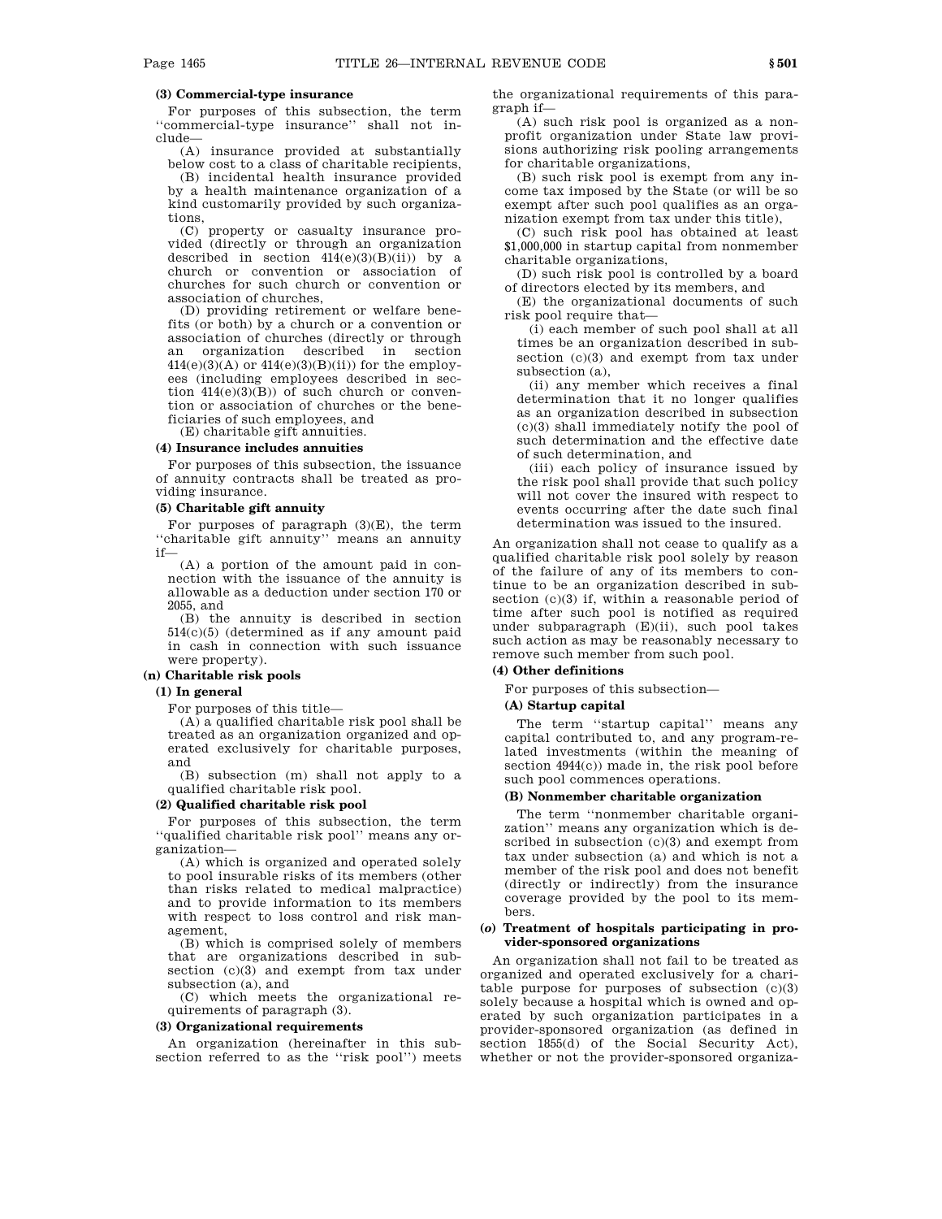**(3) Commercial-type insurance**

For purposes of this subsection, the term ''commercial-type insurance'' shall not include—

(A) insurance provided at substantially below cost to a class of charitable recipients,

(B) incidental health insurance provided by a health maintenance organization of a kind customarily provided by such organizations,

(C) property or casualty insurance provided (directly or through an organization described in section 414(e)(3)(B)(ii)) by a church or convention or association of churches for such church or convention or association of churches,

(D) providing retirement or welfare benefits (or both) by a church or a convention or association of churches (directly or through an organization described in section 414(e)(3)(A) or 414(e)(3)(B)(ii)) for the employees (including employees described in section 414(e)(3)(B)) of such church or convention or association of churches or the beneficiaries of such employees, and

(E) charitable gift annuities.

**(4) Insurance includes annuities**

For purposes of this subsection, the issuance of annuity contracts shall be treated as providing insurance.

**(5) Charitable gift annuity**

For purposes of paragraph (3)(E), the term ''charitable gift annuity'' means an annuity if—

(A) a portion of the amount paid in connection with the issuance of the annuity is allowable as a deduction under section 170 or 2055, and

(B) the annuity is described in section 514(c)(5) (determined as if any amount paid in cash in connection with such issuance were property).

**(n) Charitable risk pools**

**(1) In general**

For purposes of this title—

(A) a qualified charitable risk pool shall be treated as an organization organized and operated exclusively for charitable purposes, and

(B) subsection (m) shall not apply to a qualified charitable risk pool.

**(2) Qualified charitable risk pool**

For purposes of this subsection, the term ''qualified charitable risk pool'' means any organization—

(A) which is organized and operated solely to pool insurable risks of its members (other than risks related to medical malpractice) and to provide information to its members with respect to loss control and risk management,

(B) which is comprised solely of members that are organizations described in subsection (c)(3) and exempt from tax under subsection (a), and

(C) which meets the organizational requirements of paragraph (3).

**(3) Organizational requirements**

An organization (hereinafter in this subsection referred to as the ''risk pool'') meets the organizational requirements of this paragraph if—

(A) such risk pool is organized as a nonprofit organization under State law provisions authorizing risk pooling arrangements for charitable organizations,

(B) such risk pool is exempt from any income tax imposed by the State (or will be so exempt after such pool qualifies as an organization exempt from tax under this title),

(C) such risk pool has obtained at least $1,000,000 in startup capital from nonmember charitable organizations,

(D) such risk pool is controlled by a board of directors elected by its members, and

(E) the organizational documents of such risk pool require that—

(i) each member of such pool shall at all times be an organization described in subsection (c)(3) and exempt from tax under subsection (a),

(ii) any member which receives a final determination that it no longer qualifies as an organization described in subsection (c)(3) shall immediately notify the pool of such determination and the effective date of such determination, and

(iii) each policy of insurance issued by the risk pool shall provide that such policy will not cover the insured with respect to events occurring after the date such final determination was issued to the insured.

An organization shall not cease to qualify as a qualified charitable risk pool solely by reason of the failure of any of its members to continue to be an organization described in subsection (c)(3) if, within a reasonable period of time after such pool is notified as required under subparagraph (E)(ii), such pool takes such action as may be reasonably necessary to remove such member from such pool.

**(4) Other definitions**

For purposes of this subsection—

**(A) Startup capital**

The term ''startup capital'' means any capital contributed to, and any program-related investments (within the meaning of section 4944(c)) made in, the risk pool before such pool commences operations.

**(B) Nonmember charitable organization**

The term ''nonmember charitable organization'' means any organization which is described in subsection (c)(3) and exempt from tax under subsection (a) and which is not a member of the risk pool and does not benefit (directly or indirectly) from the insurance coverage provided by the pool to its members.

**(*o*) Treatment of hospitals participating in provider-sponsored organizations**

An organization shall not fail to be treated as organized and operated exclusively for a charitable purpose for purposes of subsection (c)(3) solely because a hospital which is owned and operated by such organization participates in a provider-sponsored organization (as defined in section 1855(d) of the Social Security Act), whether or not the provider-sponsored organiza-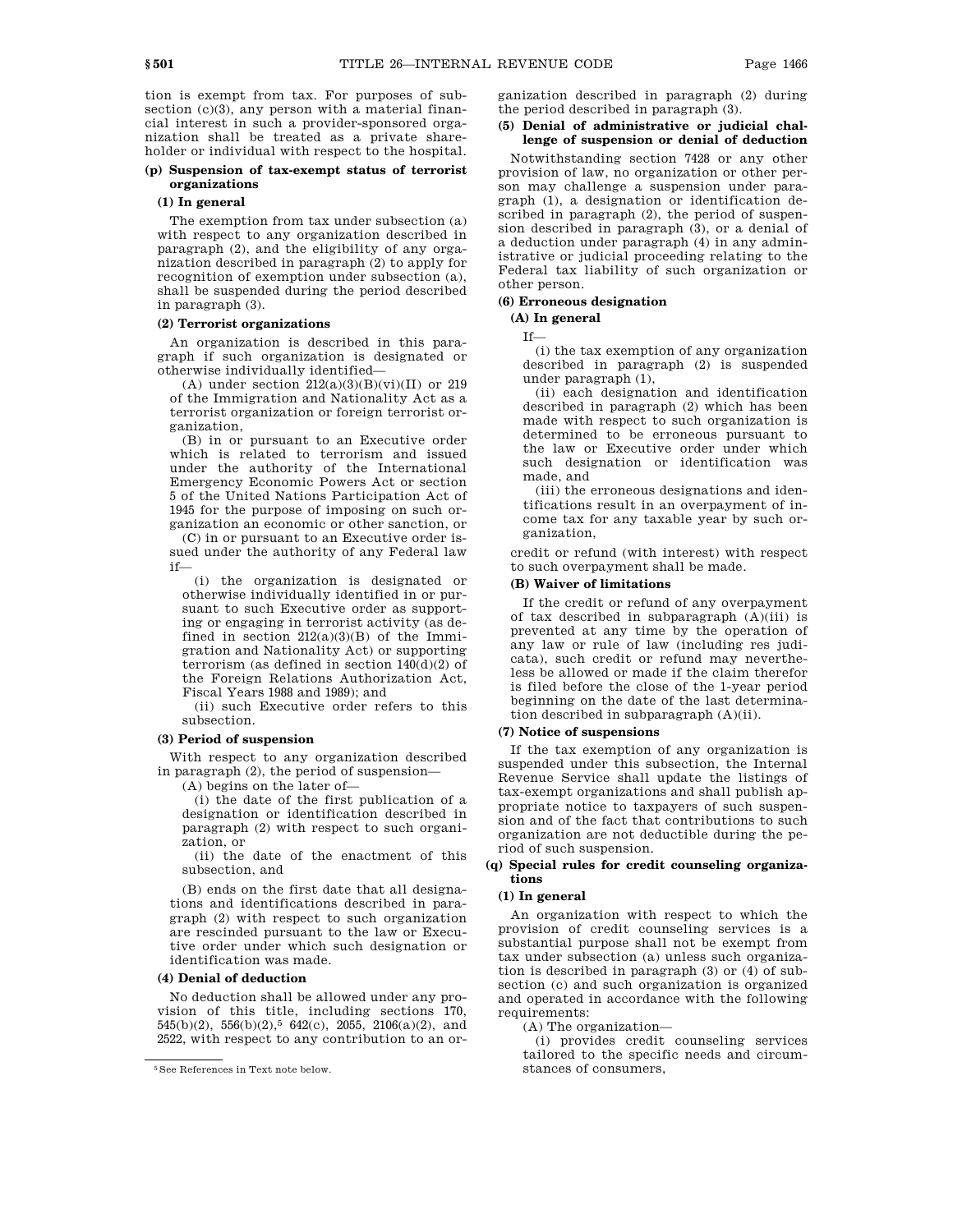tion is exempt from tax. For purposes of subsection (c)(3), any person with a material financial interest in such a provider-sponsored organization shall be treated as a private shareholder or individual with respect to the hospital.

**(p) Suspension of tax-exempt status of terrorist organizations**

**(1) In general**

The exemption from tax under subsection (a) with respect to any organization described in paragraph (2), and the eligibility of any organization described in paragraph (2) to apply for recognition of exemption under subsection (a), shall be suspended during the period described in paragraph (3).

**(2) Terrorist organizations**

An organization is described in this paragraph if such organization is designated or otherwise individually identified—

(A) under section 212(a)(3)(B)(vi)(II) or 219 of the Immigration and Nationality Act as a terrorist organization or foreign terrorist organization,

(B) in or pursuant to an Executive order which is related to terrorism and issued under the authority of the International Emergency Economic Powers Act or section 5 of the United Nations Participation Act of 1945 for the purpose of imposing on such organization an economic or other sanction, or

(C) in or pursuant to an Executive order issued under the authority of any Federal law if—

(i) the organization is designated or otherwise individually identified in or pursuant to such Executive order as supporting or engaging in terrorist activity (as defined in section 212(a)(3)(B) of the Immigration and Nationality Act) or supporting terrorism (as defined in section 140(d)(2) of the Foreign Relations Authorization Act, Fiscal Years 1988 and 1989); and

(ii) such Executive order refers to this subsection.

**(3) Period of suspension**

With respect to any organization described in paragraph (2), the period of suspension—

(A) begins on the later of—

(i) the date of the first publication of a designation or identification described in paragraph (2) with respect to such organization, or

(ii) the date of the enactment of this subsection, and

(B) ends on the first date that all designations and identifications described in paragraph (2) with respect to such organization are rescinded pursuant to the law or Executive order under which such designation or identification was made.

**(4) Denial of deduction**

No deduction shall be allowed under any provision of this title, including sections 170, 545(b)(2), 556(b)(2),[5] 642(c), 2055, 2106(a)(2), and 2522, with respect to any contribution to an organization described in paragraph (2) during the period described in paragraph (3).

**(5) Denial of administrative or judicial challenge of suspension or denial of deduction**

Notwithstanding section 7428 or any other provision of law, no organization or other person may challenge a suspension under paragraph (1), a designation or identification described in paragraph (2), the period of suspension described in paragraph (3), or a denial of a deduction under paragraph (4) in any administrative or judicial proceeding relating to the Federal tax liability of such organization or other person.

**(6) Erroneous designation**

**(A) In general**

If—

(i) the tax exemption of any organization described in paragraph (2) is suspended under paragraph (1),

(ii) each designation and identification described in paragraph (2) which has been made with respect to such organization is determined to be erroneous pursuant to the law or Executive order under which such designation or identification was made, and

(iii) the erroneous designations and identifications result in an overpayment of income tax for any taxable year by such organization,

credit or refund (with interest) with respect to such overpayment shall be made.

**(B) Waiver of limitations**

If the credit or refund of any overpayment of tax described in subparagraph (A)(iii) is prevented at any time by the operation of any law or rule of law (including res judicata), such credit or refund may nevertheless be allowed or made if the claim therefor is filed before the close of the 1-year period beginning on the date of the last determination described in subparagraph (A)(ii).

**(7) Notice of suspensions**

If the tax exemption of any organization is suspended under this subsection, the Internal Revenue Service shall update the listings of tax-exempt organizations and shall publish appropriate notice to taxpayers of such suspension and of the fact that contributions to such organization are not deductible during the period of such suspension.

**(q) Special rules for credit counseling organizations**

**(1) In general**

An organization with respect to which the provision of credit counseling services is a substantial purpose shall not be exempt from tax under subsection (a) unless such organization is described in paragraph (3) or (4) of subsection (c) and such organization is organized and operated in accordance with the following requirements:

(A) The organization—

(i) provides credit counseling services tailored to the specific needs and circumstances of consumers,

[5] See References in Text note below.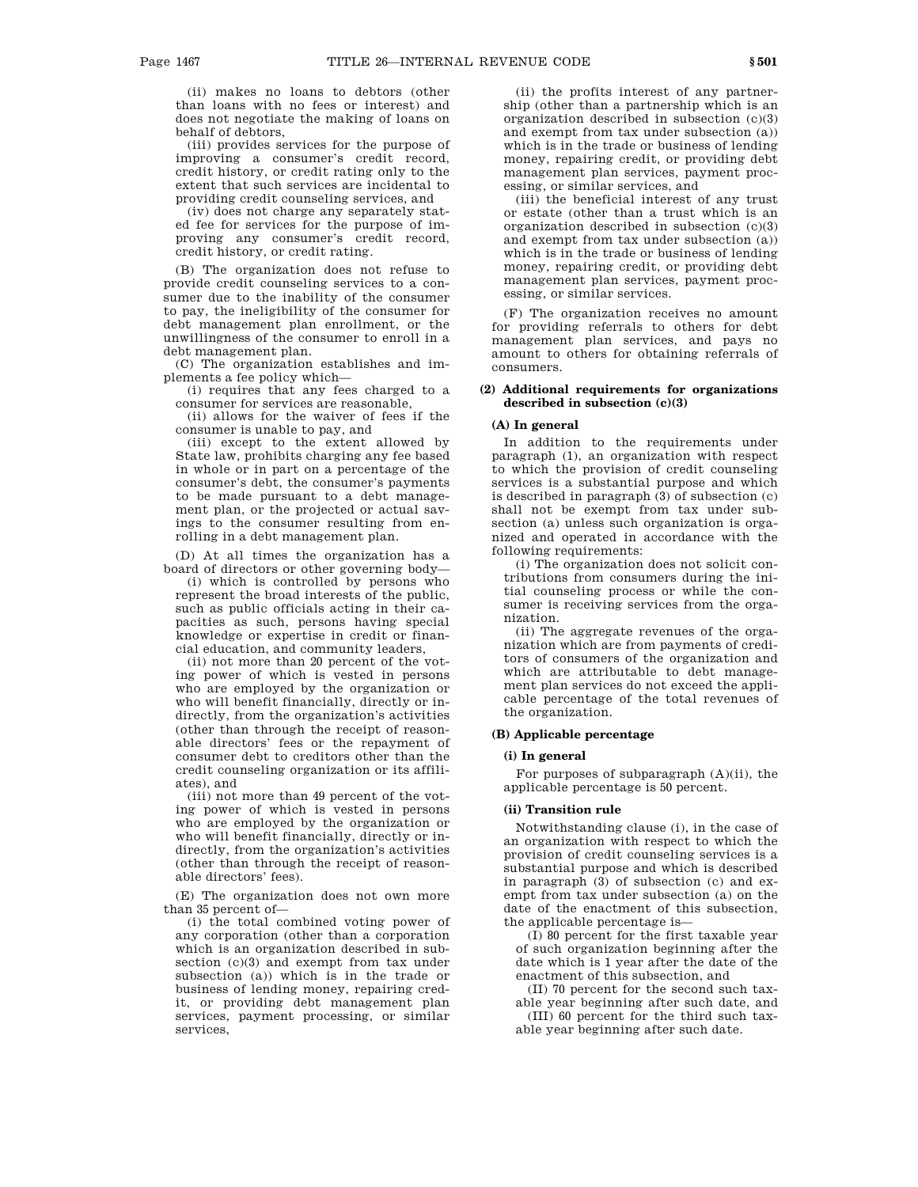(ii) makes no loans to debtors (other than loans with no fees or interest) and does not negotiate the making of loans on behalf of debtors,

(iii) provides services for the purpose of improving a consumer's credit record, credit history, or credit rating only to the extent that such services are incidental to providing credit counseling services, and

(iv) does not charge any separately stated fee for services for the purpose of improving any consumer's credit record, credit history, or credit rating.

(B) The organization does not refuse to provide credit counseling services to a consumer due to the inability of the consumer to pay, the ineligibility of the consumer for debt management plan enrollment, or the unwillingness of the consumer to enroll in a debt management plan.

(C) The organization establishes and implements a fee policy which—

(i) requires that any fees charged to a consumer for services are reasonable,

(ii) allows for the waiver of fees if the consumer is unable to pay, and

(iii) except to the extent allowed by State law, prohibits charging any fee based in whole or in part on a percentage of the consumer's debt, the consumer's payments to be made pursuant to a debt management plan, or the projected or actual savings to the consumer resulting from enrolling in a debt management plan.

(D) At all times the organization has a board of directors or other governing body—

(i) which is controlled by persons who represent the broad interests of the public, such as public officials acting in their capacities as such, persons having special knowledge or expertise in credit or financial education, and community leaders,

(ii) not more than 20 percent of the voting power of which is vested in persons who are employed by the organization or who will benefit financially, directly or indirectly, from the organization's activities (other than through the receipt of reasonable directors' fees or the repayment of consumer debt to creditors other than the credit counseling organization or its affiliates), and

(iii) not more than 49 percent of the voting power of which is vested in persons who are employed by the organization or who will benefit financially, directly or indirectly, from the organization's activities (other than through the receipt of reasonable directors' fees).

(E) The organization does not own more than 35 percent of—

(i) the total combined voting power of any corporation (other than a corporation which is an organization described in subsection (c)(3) and exempt from tax under subsection (a)) which is in the trade or business of lending money, repairing credit, or providing debt management plan services, payment processing, or similar services,

(ii) the profits interest of any partnership (other than a partnership which is an organization described in subsection (c)(3) and exempt from tax under subsection (a)) which is in the trade or business of lending money, repairing credit, or providing debt management plan services, payment processing, or similar services, and

(iii) the beneficial interest of any trust or estate (other than a trust which is an organization described in subsection (c)(3) and exempt from tax under subsection (a)) which is in the trade or business of lending money, repairing credit, or providing debt management plan services, payment processing, or similar services.

(F) The organization receives no amount for providing referrals to others for debt management plan services, and pays no amount to others for obtaining referrals of consumers.

**(2) Additional requirements for organizations described in subsection (c)(3)**

**(A) In general**

In addition to the requirements under paragraph (1), an organization with respect to which the provision of credit counseling services is a substantial purpose and which is described in paragraph (3) of subsection (c) shall not be exempt from tax under subsection (a) unless such organization is organized and operated in accordance with the following requirements:

(i) The organization does not solicit contributions from consumers during the initial counseling process or while the consumer is receiving services from the organization.

(ii) The aggregate revenues of the organization which are from payments of creditors of consumers of the organization and which are attributable to debt management plan services do not exceed the applicable percentage of the total revenues of the organization.

**(B) Applicable percentage**

**(i) In general**

For purposes of subparagraph (A)(ii), the applicable percentage is 50 percent.

**(ii) Transition rule**

Notwithstanding clause (i), in the case of an organization with respect to which the provision of credit counseling services is a substantial purpose and which is described in paragraph (3) of subsection (c) and exempt from tax under subsection (a) on the date of the enactment of this subsection, the applicable percentage is—

(I) 80 percent for the first taxable year of such organization beginning after the date which is 1 year after the date of the enactment of this subsection, and

(II) 70 percent for the second such taxable year beginning after such date, and

(III) 60 percent for the third such taxable year beginning after such date.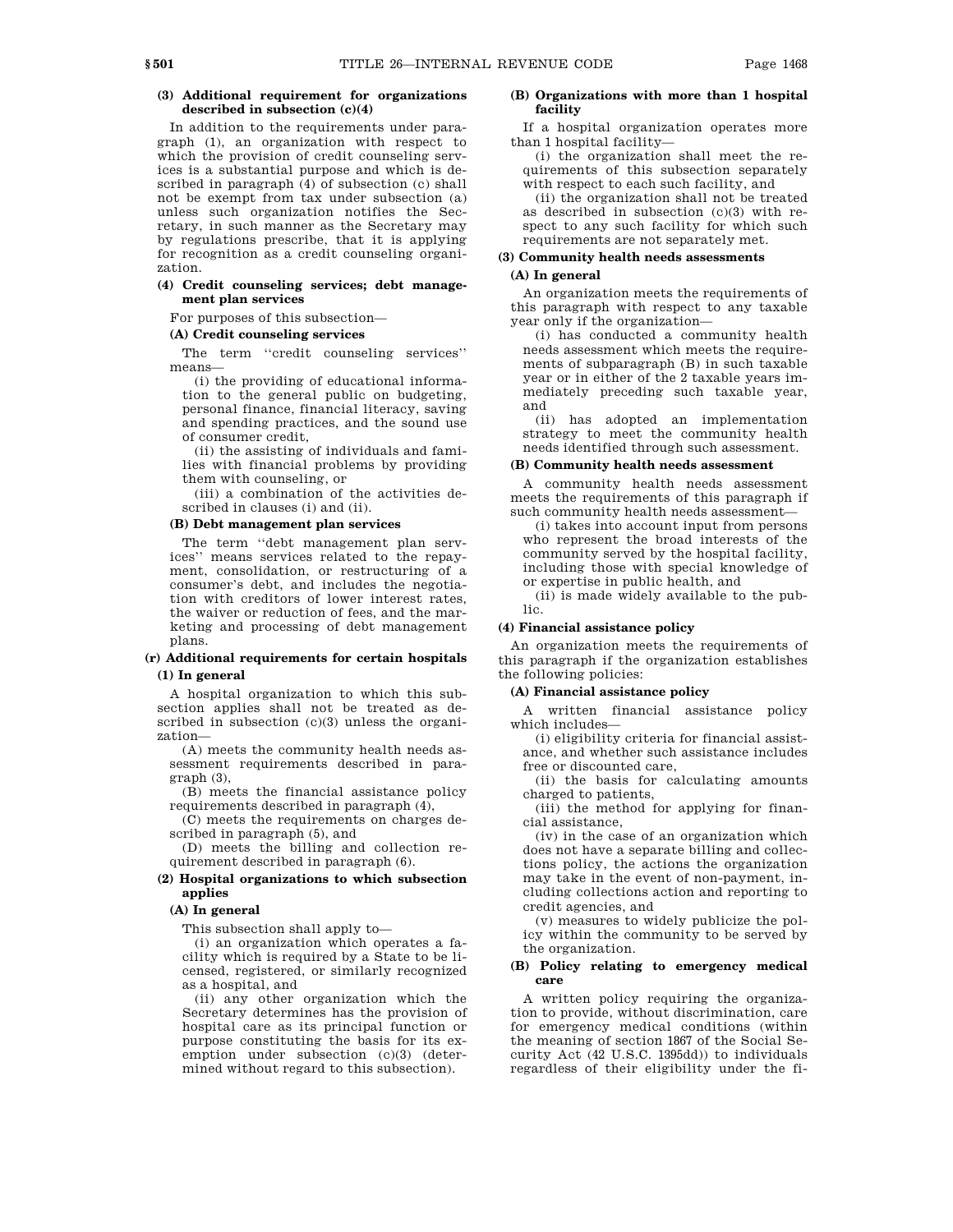**(3) Additional requirement for organizations described in subsection (c)(4)**

In addition to the requirements under paragraph (1), an organization with respect to which the provision of credit counseling services is a substantial purpose and which is described in paragraph (4) of subsection (c) shall not be exempt from tax under subsection (a) unless such organization notifies the Secretary, in such manner as the Secretary may by regulations prescribe, that it is applying for recognition as a credit counseling organization.

**(4) Credit counseling services; debt management plan services**

For purposes of this subsection—

**(A) Credit counseling services**

The term ''credit counseling services'' means—

(i) the providing of educational information to the general public on budgeting, personal finance, financial literacy, saving and spending practices, and the sound use of consumer credit,

(ii) the assisting of individuals and families with financial problems by providing them with counseling, or

(iii) a combination of the activities described in clauses (i) and (ii).

**(B) Debt management plan services**

The term ''debt management plan services'' means services related to the repayment, consolidation, or restructuring of a consumer's debt, and includes the negotiation with creditors of lower interest rates, the waiver or reduction of fees, and the marketing and processing of debt management plans.

**(r) Additional requirements for certain hospitals**

**(1) In general**

A hospital organization to which this subsection applies shall not be treated as described in subsection (c)(3) unless the organization—

(A) meets the community health needs assessment requirements described in paragraph (3),

(B) meets the financial assistance policy requirements described in paragraph (4),

(C) meets the requirements on charges described in paragraph (5), and

(D) meets the billing and collection requirement described in paragraph (6).

**(2) Hospital organizations to which subsection applies**

**(A) In general**

This subsection shall apply to—

(i) an organization which operates a facility which is required by a State to be licensed, registered, or similarly recognized as a hospital, and

(ii) any other organization which the Secretary determines has the provision of hospital care as its principal function or purpose constituting the basis for its exemption under subsection (c)(3) (determined without regard to this subsection).

**(B) Organizations with more than 1 hospital facility**

If a hospital organization operates more than 1 hospital facility—

(i) the organization shall meet the requirements of this subsection separately with respect to each such facility, and

(ii) the organization shall not be treated as described in subsection (c)(3) with respect to any such facility for which such requirements are not separately met.

**(3) Community health needs assessments**

**(A) In general**

An organization meets the requirements of this paragraph with respect to any taxable year only if the organization—

(i) has conducted a community health needs assessment which meets the requirements of subparagraph (B) in such taxable year or in either of the 2 taxable years immediately preceding such taxable year, and

(ii) has adopted an implementation strategy to meet the community health needs identified through such assessment.

**(B) Community health needs assessment**

A community health needs assessment meets the requirements of this paragraph if such community health needs assessment—

(i) takes into account input from persons who represent the broad interests of the community served by the hospital facility, including those with special knowledge of or expertise in public health, and

(ii) is made widely available to the public.

**(4) Financial assistance policy**

An organization meets the requirements of this paragraph if the organization establishes the following policies:

**(A) Financial assistance policy**

A written financial assistance policy which includes—

(i) eligibility criteria for financial assistance, and whether such assistance includes free or discounted care,

(ii) the basis for calculating amounts charged to patients,

(iii) the method for applying for financial assistance,

(iv) in the case of an organization which does not have a separate billing and collections policy, the actions the organization may take in the event of non-payment, including collections action and reporting to credit agencies, and

(v) measures to widely publicize the policy within the community to be served by the organization.

**(B) Policy relating to emergency medical care**

A written policy requiring the organization to provide, without discrimination, care for emergency medical conditions (within the meaning of section 1867 of the Social Security Act (42 U.S.C. 1395dd)) to individuals regardless of their eligibility under the fi-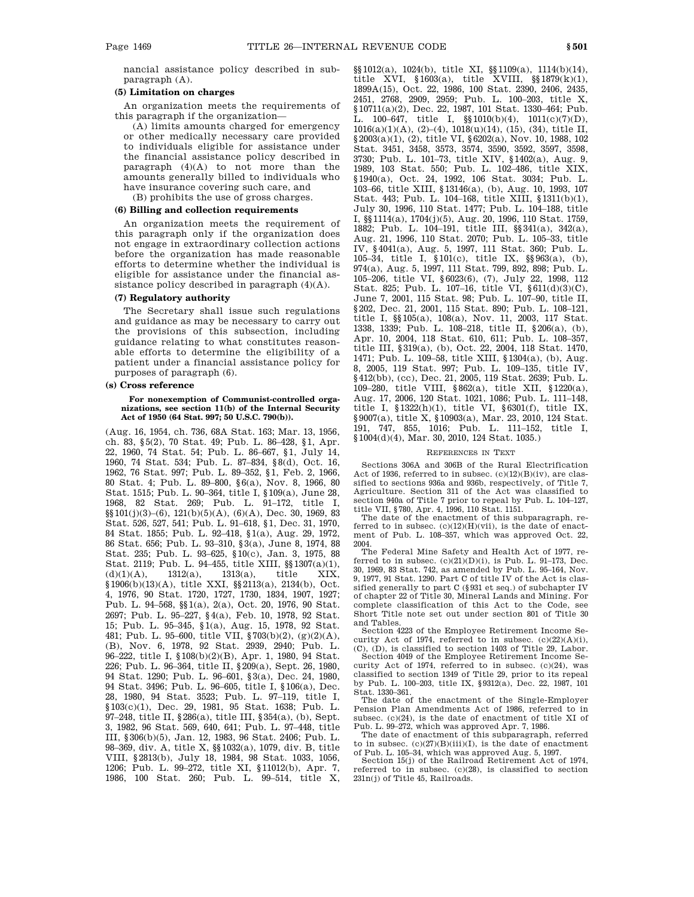nancial assistance policy described in subparagraph (A).

**(5) Limitation on charges**

An organization meets the requirements of this paragraph if the organization—

(A) limits amounts charged for emergency or other medically necessary care provided to individuals eligible for assistance under the financial assistance policy described in paragraph (4)(A) to not more than the amounts generally billed to individuals who have insurance covering such care, and

(B) prohibits the use of gross charges.

**(6) Billing and collection requirements**

An organization meets the requirement of this paragraph only if the organization does not engage in extraordinary collection actions before the organization has made reasonable efforts to determine whether the individual is eligible for assistance under the financial assistance policy described in paragraph (4)(A).

**(7) Regulatory authority**

The Secretary shall issue such regulations and guidance as may be necessary to carry out the provisions of this subsection, including guidance relating to what constitutes reasonable efforts to determine the eligibility of a patient under a financial assistance policy for purposes of paragraph (6).

**(s) Cross reference**

**For nonexemption of Communist-controlled organizations, see section 11(b) of the Internal Security Act of 1950 (64 Stat. 997; 50 U.S.C. 790(b)).**

(Aug. 16, 1954, ch. 736, 68A Stat. 163; Mar. 13, 1956, ch. 83, §5(2), 70 Stat. 49; Pub. L. 86–428, §1, Apr. 22, 1960, 74 Stat. 54; Pub. L. 86–667, §1, July 14, 1960, 74 Stat. 534; Pub. L. 87–834, §8(d), Oct. 16, 1962, 76 Stat. 997; Pub. L. 89–352, §1, Feb. 2, 1966, 80 Stat. 4; Pub. L. 89–800, §6(a), Nov. 8, 1966, 80 Stat. 1515; Pub. L. 90–364, title I, §109(a), June 28, 1968, 82 Stat. 269; Pub. L. 91–172, title I, §§101(j)(3)–(6), 121(b)(5)(A), (6)(A), Dec. 30, 1969, 83 Stat. 526, 527, 541; Pub. L. 91–618, §1, Dec. 31, 1970, 84 Stat. 1855; Pub. L. 92–418, §1(a), Aug. 29, 1972, 86 Stat. 656; Pub. L. 93–310, §3(a), June 8, 1974, 88 Stat. 235; Pub. L. 93–625, §10(c), Jan. 3, 1975, 88 Stat. 2119; Pub. L. 94–455, title XIII, §§1307(a)(1), (d)(1)(A), 1312(a), 1313(a), title XIX, §1906(b)(13)(A), title XXI, §§2113(a), 2134(b), Oct. 4, 1976, 90 Stat. 1720, 1727, 1730, 1834, 1907, 1927; Pub. L. 94–568, §§1(a), 2(a), Oct. 20, 1976, 90 Stat. 2697; Pub. L. 95–227, §4(a), Feb. 10, 1978, 92 Stat. 15; Pub. L. 95–345, §1(a), Aug. 15, 1978, 92 Stat. 481; Pub. L. 95–600, title VII, §703(b)(2), (g)(2)(A), (B), Nov. 6, 1978, 92 Stat. 2939, 2940; Pub. L. 96–222, title I, §108(b)(2)(B), Apr. 1, 1980, 94 Stat. 226; Pub. L. 96–364, title II, §209(a), Sept. 26, 1980, 94 Stat. 1290; Pub. L. 96–601, §3(a), Dec. 24, 1980, 94 Stat. 3496; Pub. L. 96–605, title I, §106(a), Dec. 28, 1980, 94 Stat. 3523; Pub. L. 97–119, title I, §103(c)(1), Dec. 29, 1981, 95 Stat. 1638; Pub. L. 97–248, title II, §286(a), title III, §354(a), (b), Sept. 3, 1982, 96 Stat. 569, 640, 641; Pub. L. 97–448, title III, §306(b)(5), Jan. 12, 1983, 96 Stat. 2406; Pub. L. 98–369, div. A, title X, §§1032(a), 1079, div. B, title VIII, §2813(b), July 18, 1984, 98 Stat. 1033, 1056, 1206; Pub. L. 99–272, title XI, §11012(b), Apr. 7, 1986, 100 Stat. 260; Pub. L. 99–514, title X, §§1012(a), 1024(b), title XI, §§1109(a), 1114(b)(14), title XVI, §1603(a), title XVIII, §§1879(k)(1), 1899A(15), Oct. 22, 1986, 100 Stat. 2390, 2406, 2435, 2451, 2768, 2909, 2959; Pub. L. 100–203, title X, §10711(a)(2), Dec. 22, 1987, 101 Stat. 1330–464; Pub. L. 100–647, title I, §§1010(b)(4), 1011(c)(7)(D), 1016(a)(1)(A), (2)–(4), 1018(u)(14), (15), (34), title II, §2003(a)(1), (2), title VI, §6202(a), Nov. 10, 1988, 102 Stat. 3451, 3458, 3573, 3574, 3590, 3592, 3597, 3598, 3730; Pub. L. 101–73, title XIV, §1402(a), Aug. 9, 1989, 103 Stat. 550; Pub. L. 102–486, title XIX, §1940(a), Oct. 24, 1992, 106 Stat. 3034; Pub. L. 103–66, title XIII, §13146(a), (b), Aug. 10, 1993, 107 Stat. 443; Pub. L. 104–168, title XIII, §1311(b)(1), July 30, 1996, 110 Stat. 1477; Pub. L. 104–188, title I, §§1114(a), 1704(j)(5), Aug. 20, 1996, 110 Stat. 1759, 1882; Pub. L. 104–191, title III, §§341(a), 342(a), Aug. 21, 1996, 110 Stat. 2070; Pub. L. 105–33, title IV, §4041(a), Aug. 5, 1997, 111 Stat. 360; Pub. L. 105–34, title I, §101(c), title IX, §§963(a), (b), 974(a), Aug. 5, 1997, 111 Stat. 799, 892, 898; Pub. L. 105–206, title VI, §6023(6), (7), July 22, 1998, 112 Stat. 825; Pub. L. 107–16, title VI, §611(d)(3)(C), June 7, 2001, 115 Stat. 98; Pub. L. 107–90, title II, §202, Dec. 21, 2001, 115 Stat. 890; Pub. L. 108–121, title I, §§105(a), 108(a), Nov. 11, 2003, 117 Stat. 1338, 1339; Pub. L. 108–218, title II, §206(a), (b), Apr. 10, 2004, 118 Stat. 610, 611; Pub. L. 108–357, title III, §319(a), (b), Oct. 22, 2004, 118 Stat. 1470, 1471; Pub. L. 109–58, title XIII, §1304(a), (b), Aug. 8, 2005, 119 Stat. 997; Pub. L. 109–135, title IV, §412(bb), (cc), Dec. 21, 2005, 119 Stat. 2639; Pub. L. 109–280, title VIII, §862(a), title XII, §1220(a), Aug. 17, 2006, 120 Stat. 1021, 1086; Pub. L. 111–148, title I, §1322(h)(1), title VI, §6301(f), title IX, §9007(a), title X, §10903(a), Mar. 23, 2010, 124 Stat. 191, 747, 855, 1016; Pub. L. 111–152, title I, §1004(d)(4), Mar. 30, 2010, 124 Stat. 1035.)

REFERENCES IN TEXT

Sections 306A and 306B of the Rural Electrification Act of 1936, referred to in subsec. (c)(12)(B)(iv), are classified to sections 936a and 936b, respectively, of Title 7, Agriculture. Section 311 of the Act was classified to section 940a of Title 7 prior to repeal by Pub. L. 104–127, title VII, §780, Apr. 4, 1996, 110 Stat. 1151.

The date of the enactment of this subparagraph, referred to in subsec. (c)(12)(H)(vii), is the date of enactment of Pub. L. 108–357, which was approved Oct. 22, 2004.

The Federal Mine Safety and Health Act of 1977, referred to in subsec. (c)(21)(D)(i), is Pub. L. 91–173, Dec. 30, 1969, 83 Stat. 742, as amended by Pub. L. 95–164, Nov. 9, 1977, 91 Stat. 1290. Part C of title IV of the Act is classified generally to part C (§931 et seq.) of subchapter IV of chapter 22 of Title 30, Mineral Lands and Mining. For complete classification of this Act to the Code, see Short Title note set out under section 801 of Title 30 and Tables.

Section 4223 of the Employee Retirement Income Security Act of 1974, referred to in subsec. (c)(22)(A)(i), (C), (D), is classified to section 1403 of Title 29, Labor.

Section 4049 of the Employee Retirement Income Security Act of 1974, referred to in subsec. (c)(24), was classified to section 1349 of Title 29, prior to its repeal by Pub. L. 100–203, title IX, §9312(a), Dec. 22, 1987, 101 Stat. 1330–361.

The date of the enactment of the Single-Employer Pension Plan Amendments Act of 1986, referred to in subsec. (c)(24), is the date of enactment of title XI of Pub. L. 99–272, which was approved Apr. 7, 1986.

The date of enactment of this subparagraph, referred to in subsec. (c)(27)(B)(iii)(I), is the date of enactment of Pub. L. 105–34, which was approved Aug. 5, 1997.

Section 15(j) of the Railroad Retirement Act of 1974, referred to in subsec. (c)(28), is classified to section 231n(j) of Title 45, Railroads.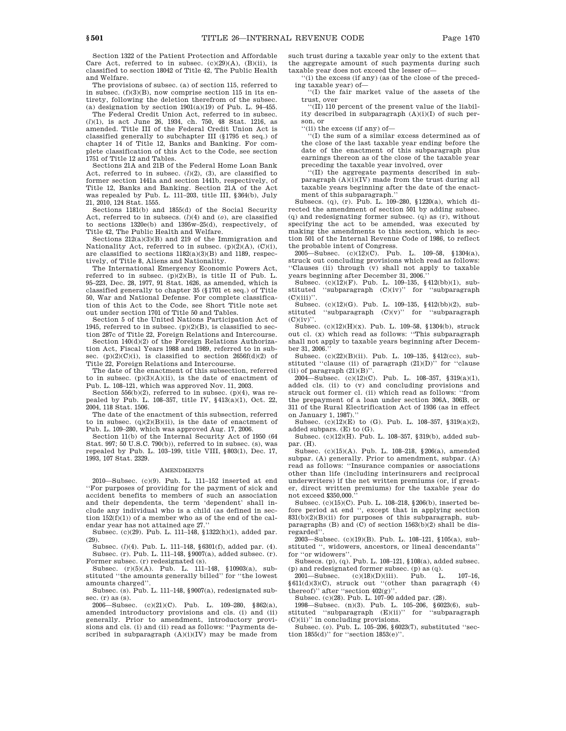Section 1322 of the Patient Protection and Affordable Care Act, referred to in subsec. (c)(29)(A), (B)(ii), is classified to section 18042 of Title 42, The Public Health and Welfare.

The provisions of subsec. (a) of section 115, referred to in subsec. (f)(3)(B), now comprise section 115 in its entirety, following the deletion therefrom of the subsec. (a) designation by section 1901(a)(19) of Pub. L. 94–455.

The Federal Credit Union Act, referred to in subsec. (*l*)(1), is act June 26, 1934, ch. 750, 48 Stat. 1216, as amended. Title III of the Federal Credit Union Act is classified generally to subchapter III (§1795 et seq.) of chapter 14 of Title 12, Banks and Banking. For complete classification of this Act to the Code, see section 1751 of Title 12 and Tables.

Sections 21A and 21B of the Federal Home Loan Bank Act, referred to in subsec. (*l*)(2), (3), are classified to former section 1441a and section 1441b, respectively, of Title 12, Banks and Banking. Section 21A of the Act was repealed by Pub. L. 111–203, title III, §364(b), July 21, 2010, 124 Stat. 1555.

Sections 1181(b) and 1855(d) of the Social Security Act, referred to in subsecs. (*l*)(4) and (*o*), are classified to sections 1320e(b) and 1395w–25(d), respectively, of Title 42, The Public Health and Welfare.

Sections 212(a)(3)(B) and 219 of the Immigration and Nationality Act, referred to in subsec. (p)(2)(A), (C)(i), are classified to sections 1182(a)(3)(B) and 1189, respectively, of Title 8, Aliens and Nationality.

The International Emergency Economic Powers Act, referred to in subsec. (p)(2)(B), is title II of Pub. L. 95–223, Dec. 28, 1977, 91 Stat. 1626, as amended, which is classified generally to chapter 35 (§1701 et seq.) of Title 50, War and National Defense. For complete classification of this Act to the Code, see Short Title note set out under section 1701 of Title 50 and Tables.

Section 5 of the United Nations Participation Act of 1945, referred to in subsec. (p)(2)(B), is classified to section 287c of Title 22, Foreign Relations and Intercourse.

Section 140(d)(2) of the Foreign Relations Authorization Act, Fiscal Years 1988 and 1989, referred to in subsec. (p)(2)(C)(i), is classified to section 2656f(d)(2) of Title 22, Foreign Relations and Intercourse.

The date of the enactment of this subsection, referred to in subsec. (p)(3)(A)(ii), is the date of enactment of Pub. L. 108–121, which was approved Nov. 11, 2003.

Section 556(b)(2), referred to in subsec. (p)(4), was repealed by Pub. L. 108–357, title IV, §413(a)(1), Oct. 22, 2004, 118 Stat. 1506.

The date of the enactment of this subsection, referred to in subsec. (q)(2)(B)(ii), is the date of enactment of Pub. L. 109–280, which was approved Aug. 17, 2006.

Section 11(b) of the Internal Security Act of 1950 (64 Stat. 997; 50 U.S.C. 790(b)), referred to in subsec. (s), was repealed by Pub. L. 103–199, title VIII, §803(1), Dec. 17, 1993, 107 Stat. 2329.

### AMENDMENTS

2010—Subsec. (c)(9). Pub. L. 111–152 inserted at end "For purposes of providing for the payment of sick and accident benefits to members of such an association and their dependents, the term 'dependent' shall include any individual who is a child (as defined in section 152(f)(1)) of a member who as of the end of the calendar year has not attained age 27."

Subsec. (c)(29). Pub. L. 111–148, §1322(h)(1), added par. (29).

Subsec. (*l*)(4). Pub. L. 111–148, §6301(f), added par. (4).

Subsec. (r). Pub. L. 111–148, §9007(a), added subsec. (r). Former subsec. (r) redesignated (s).

Subsec. (r)(5)(A). Pub. L. 111–148, §10903(a), substituted "the amounts generally billed" for "the lowest amounts charged".

Subsec. (s). Pub. L. 111–148, §9007(a), redesignated subsec. (r) as (s).

2006—Subsec. (c)(21)(C). Pub. L. 109–280, §862(a), amended introductory provisions and cls. (i) and (ii) generally. Prior to amendment, introductory provisions and cls. (i) and (ii) read as follows: "Payments described in subparagraph (A)(i)(IV) may be made from such trust during a taxable year only to the extent that the aggregate amount of such payments during such taxable year does not exceed the lesser of—

"(i) the excess (if any) (as of the close of the preceding taxable year) of—

"(I) the fair market value of the assets of the trust, over

"(II) 110 percent of the present value of the liability described in subparagraph (A)(i)(I) of such person, or

"(ii) the excess (if any) of—

"(I) the sum of a similar excess determined as of the close of the last taxable year ending before the date of the enactment of this subparagraph plus earnings thereon as of the close of the taxable year preceding the taxable year involved, over

"(II) the aggregate payments described in subparagraph (A)(i)(IV) made from the trust during all taxable years beginning after the date of the enactment of this subparagraph."

Subsecs. (q), (r). Pub. L. 109–280, §1220(a), which directed the amendment of section 501 by adding subsec. (q) and redesignating former subsec. (q) as (r), without specifying the act to be amended, was executed by making the amendments to this section, which is section 501 of the Internal Revenue Code of 1986, to reflect the probable intent of Congress.

2005—Subsec. (c)(12)(C). Pub. L. 109–58, §1304(a), struck out concluding provisions which read as follows: "Clauses (ii) through (v) shall not apply to taxable years beginning after December 31, 2006."

Subsec. (c)(12)(F). Pub. L. 109–135, §412(bb)(1), substituted "subparagraph (C)(iv)" for "subparagraph (C)(iii)".

Subsec. (c)(12)(G). Pub. L. 109–135, §412(bb)(2), substituted "subparagraph (C)(v)" for "subparagraph (C)(iv)".

Subsec. (c)(12)(H)(x). Pub. L. 109–58, §1304(b), struck out cl. (x) which read as follows: "This subparagraph shall not apply to taxable years beginning after December 31, 2006."

Subsec. (c)(22)(B)(ii). Pub. L. 109–135, §412(cc), substituted "clause (ii) of paragraph (21)(D)" for "clause (ii) of paragraph (21)(B)".

2004—Subsec. (c)(12)(C). Pub. L. 108–357, §319(a)(1), added cls. (ii) to (v) and concluding provisions and struck out former cl. (ii) which read as follows: "from the prepayment of a loan under section 306A, 306B, or 311 of the Rural Electrification Act of 1936 (as in effect on January 1, 1987)."

Subsec. (c)(12)(E) to (G). Pub. L. 108–357, §319(a)(2), added subpars. (E) to (G).

Subsec. (c)(12)(H). Pub. L. 108–357, §319(b), added subpar. (H).

Subsec. (c)(15)(A). Pub. L. 108–218, §206(a), amended subpar. (A) generally. Prior to amendment, subpar. (A) read as follows: "Insurance companies or associations other than life (including interinsurers and reciprocal underwriters) if the net written premiums (or, if greater, direct written premiums) for the taxable year do not exceed $350,000."

Subsec. (c)(15)(C). Pub. L. 108–218, §206(b), inserted before period at end ", except that in applying section 831(b)(2)(B)(ii) for purposes of this subparagraph, subparagraphs (B) and (C) of section 1563(b)(2) shall be disregarded".

2003—Subsec. (c)(19)(B). Pub. L. 108–121, §105(a), substituted ", widowers, ancestors, or lineal descendants" for "or widowers".

Subsecs. (p), (q). Pub. L. 108–121, §108(a), added subsec. (p) and redesignated former subsec. (p) as (q).

2001—Subsec. (c)(18)(D)(iii). Pub. L. 107–16, §611(d)(3)(C), struck out "(other than paragraph (4) thereof)" after "section 402(g)".

Subsec. (c)(28). Pub. L. 107–90 added par. (28).

1998—Subsec. (n)(3). Pub. L. 105–206, §6023(6), substituted "subparagraph (E)(ii)" for "subparagraph (C)(ii)" in concluding provisions.

Subsec. (*o*). Pub. L. 105–206, §6023(7), substituted "section 1855(d)" for "section 1853(e)".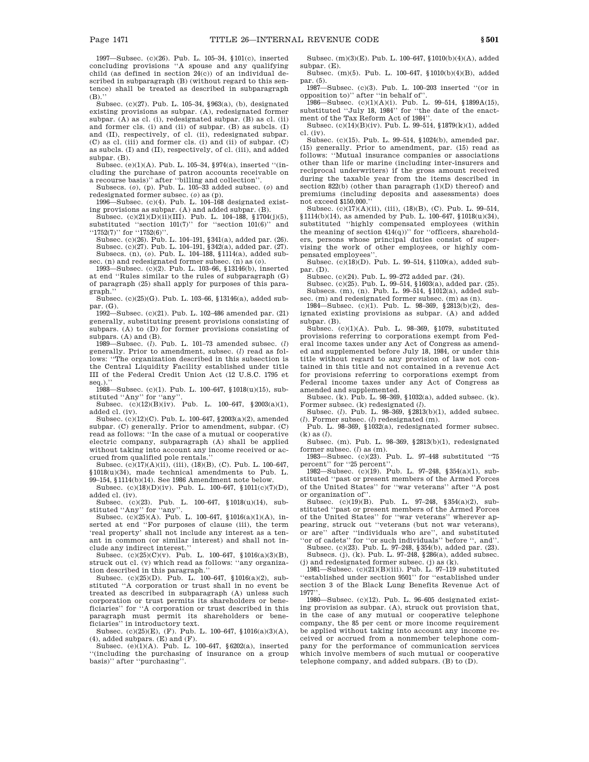1997—Subsec. (c)(26). Pub. L. 105–34, §101(c), inserted concluding provisions "A spouse and any qualifying child (as defined in section 24(c)) of an individual described in subparagraph (B) (without regard to this sentence) shall be treated as described in subparagraph (B)."

Subsec. (c)(27). Pub. L. 105–34, §963(a), (b), designated existing provisions as subpar. (A), redesignated former subpar. (A) as cl. (i), redesignated subpar. (B) as cl. (ii) and former cls. (i) and (ii) of subpar. (B) as subcls. (I) and (II), respectively, of cl. (ii), redesignated subpar. (C) as cl. (iii) and former cls. (i) and (ii) of subpar. (C) as subcls. (I) and (II), respectively, of cl. (iii), and added subpar. (B).

Subsec. (e)(1)(A). Pub. L. 105–34, §974(a), inserted "(including the purchase of patron accounts receivable on a recourse basis)" after "billing and collection".

Subsecs. (*o*), (p). Pub. L. 105–33 added subsec. (*o*) and redesignated former subsec. (*o*) as (p).

1996—Subsec. (c)(4). Pub. L. 104–168 designated existing provisions as subpar. (A) and added subpar. (B).

Subsec. (c)(21)(D)(ii)(III). Pub. L. 104–188, §1704(j)(5), substituted "section 101(7)" for "section 101(6)" and "1752(7)" for "1752(6)".

Subsec. (c)(26). Pub. L. 104–191, §341(a), added par. (26).

Subsec. (c)(27). Pub. L. 104–191, §342(a), added par. (27).

Subsecs. (n), (*o*). Pub. L. 104–188, §1114(a), added subsec. (n) and redesignated former subsec. (n) as (*o*).

1993—Subsec. (c)(2). Pub. L. 103–66, §13146(b), inserted at end "Rules similar to the rules of subparagraph (G) of paragraph (25) shall apply for purposes of this paragraph."

Subsec. (c)(25)(G). Pub. L. 103–66, §13146(a), added subpar. (G).

1992—Subsec. (c)(21). Pub. L. 102–486 amended par. (21) generally, substituting present provisions consisting of subpars. (A) to (D) for former provisions consisting of subpars. (A) and (B).

1989—Subsec. (*l*). Pub. L. 101–73 amended subsec. (*l*) generally. Prior to amendment, subsec. (*l*) read as follows: "The organization described in this subsection is the Central Liquidity Facility established under title III of the Federal Credit Union Act (12 U.S.C. 1795 et seq.)."

1988—Subsec. (c)(1). Pub. L. 100–647, §1018(u)(15), substituted "Any" for "any".

Subsec. (c)(12)(B)(iv). Pub. L. 100–647, §2003(a)(1), added cl. (iv).

Subsec. (c)(12)(C). Pub. L. 100–647, §2003(a)(2), amended subpar. (C) generally. Prior to amendment, subpar. (C) read as follows: "In the case of a mutual or cooperative electric company, subparagraph (A) shall be applied without taking into account any income received or accrued from qualified pole rentals."

Subsec. (c)(17)(A)(ii), (iii), (18)(B), (C). Pub. L. 100–647, §1018(u)(34), made technical amendments to Pub. L. 99–154, §1114(b)(14). See 1986 Amendment note below.

Subsec. (c)(18)(D)(iv). Pub. L. 100–647, §1011(c)(7)(D), added cl. (iv).

Subsec. (c)(23). Pub. L. 100–647, §1018(u)(14), substituted "Any" for "any".

Subsec. (c)(25)(A). Pub. L. 100–647, §1016(a)(1)(A), inserted at end "For purposes of clause (iii), the term 'real property' shall not include any interest as a tenant in common (or similar interest) and shall not include any indirect interest."

Subsec. (c)(25)(C)(v). Pub. L. 100–647, §1016(a)(3)(B), struck out cl. (v) which read as follows: "any organization described in this paragraph."

Subsec. (c)(25)(D). Pub. L. 100–647, §1016(a)(2), substituted "A corporation or trust shall in no event be treated as described in subparagraph (A) unless such corporation or trust permits its shareholders or beneficiaries" for "A corporation or trust described in this paragraph must permit its shareholders or beneficiaries" in introductory text.

Subsec. (c)(25)(E), (F). Pub. L. 100–647, §1016(a)(3)(A), (4), added subpars. (E) and (F).

Subsec. (e)(1)(A). Pub. L. 100–647, §6202(a), inserted "(including the purchasing of insurance on a group basis)" after "purchasing".

Subsec. (m)(3)(E). Pub. L. 100–647, §1010(b)(4)(A), added subpar. (E).

Subsec. (m)(5). Pub. L. 100–647, §1010(b)(4)(B), added par. (5).

1987—Subsec. (c)(3). Pub. L. 100–203 inserted "(or in opposition to)" after "in behalf of".

1986—Subsec. (c)(1)(A)(i). Pub. L. 99–514, §1899A(15), substituted "July 18, 1984" for "the date of the enactment of the Tax Reform Act of 1984".

Subsec. (c)(14)(B)(iv). Pub. L. 99–514, §1879(k)(1), added cl. (iv).

Subsec. (c)(15). Pub. L. 99–514, §1024(b), amended par. (15) generally. Prior to amendment, par. (15) read as follows: "Mutual insurance companies or associations other than life or marine (including inter-insurers and reciprocal underwriters) if the gross amount received during the taxable year from the items described in section 822(b) (other than paragraph (1)(D) thereof) and premiums (including deposits and assessments) does not exceed $150,000."

Subsec. (c)(17)(A)(ii), (iii), (18)(B), (C). Pub. L. 99–514, §1114(b)(14), as amended by Pub. L. 100–647, §1018(u)(34), substituted "highly compensated employees (within the meaning of section 414(q))" for "officers, shareholders, persons whose principal duties consist of supervising the work of other employees, or highly compensated employees".

Subsec. (c)(18)(D). Pub. L. 99–514, §1109(a), added subpar. (D).

Subsec. (c)(24). Pub. L. 99–272 added par. (24).

Subsec. (c)(25). Pub. L. 99–514, §1603(a), added par. (25).

Subsecs. (m), (n). Pub. L. 99–514, §1012(a), added subsec. (m) and redesignated former subsec. (m) as (n).

1984—Subsec. (c)(1). Pub. L. 98–369, §2813(b)(2), designated existing provisions as subpar. (A) and added subpar. (B).

Subsec. (c)(1)(A). Pub. L. 98–369, §1079, substituted provisions referring to corporations exempt from Federal income taxes under any Act of Congress as amended and supplemented before July 18, 1984, or under this title without regard to any provision of law not contained in this title and not contained in a revenue Act for provisions referring to corporations exempt from Federal income taxes under any Act of Congress as amended and supplemented.

Subsec. (k). Pub. L. 98–369, §1032(a), added subsec. (k). Former subsec. (k) redesignated (*l*).

Subsec. (*l*). Pub. L. 98–369, §2813(b)(1), added subsec. (*l*). Former subsec. (*l*) redesignated (m).

Pub. L. 98–369, §1032(a), redesignated former subsec. (k) as (*l*).

Subsec. (m). Pub. L. 98–369, §2813(b)(1), redesignated former subsec. (*l*) as (m).

1983—Subsec. (c)(23). Pub. L. 97–448 substituted "75 percent" for "25 percent".

1982—Subsec. (c)(19). Pub. L. 97–248, §354(a)(1), substituted "past or present members of the Armed Forces of the United States" for "war veterans" after "A post or organization of".

Subsec. (c)(19)(B). Pub. L. 97–248, §354(a)(2), substituted "past or present members of the Armed Forces of the United States" for "war veterans" wherever appearing, struck out "veterans (but not war veterans), or are" after "individuals who are", and substituted "or of cadets" for "or such individuals" before ", and".

Subsec. (c)(23). Pub. L. 97–248, §354(b), added par. (23).

Subsecs. (j), (k). Pub. L. 97–248, §286(a), added subsec. (j) and redesignated former subsec. (j) as (k).

1981—Subsec. (c)(21)(B)(iii). Pub. L. 97–119 substituted "established under section 9501" for "established under section 3 of the Black Lung Benefits Revenue Act of 1977".

1980—Subsec. (c)(12). Pub. L. 96–605 designated existing provision as subpar. (A), struck out provision that, in the case of any mutual or cooperative telephone company, the 85 per cent or more income requirement be applied without taking into account any income received or accrued from a nonmember telephone company for the performance of communication services which involve members of such mutual or cooperative telephone company, and added subpars. (B) to (D).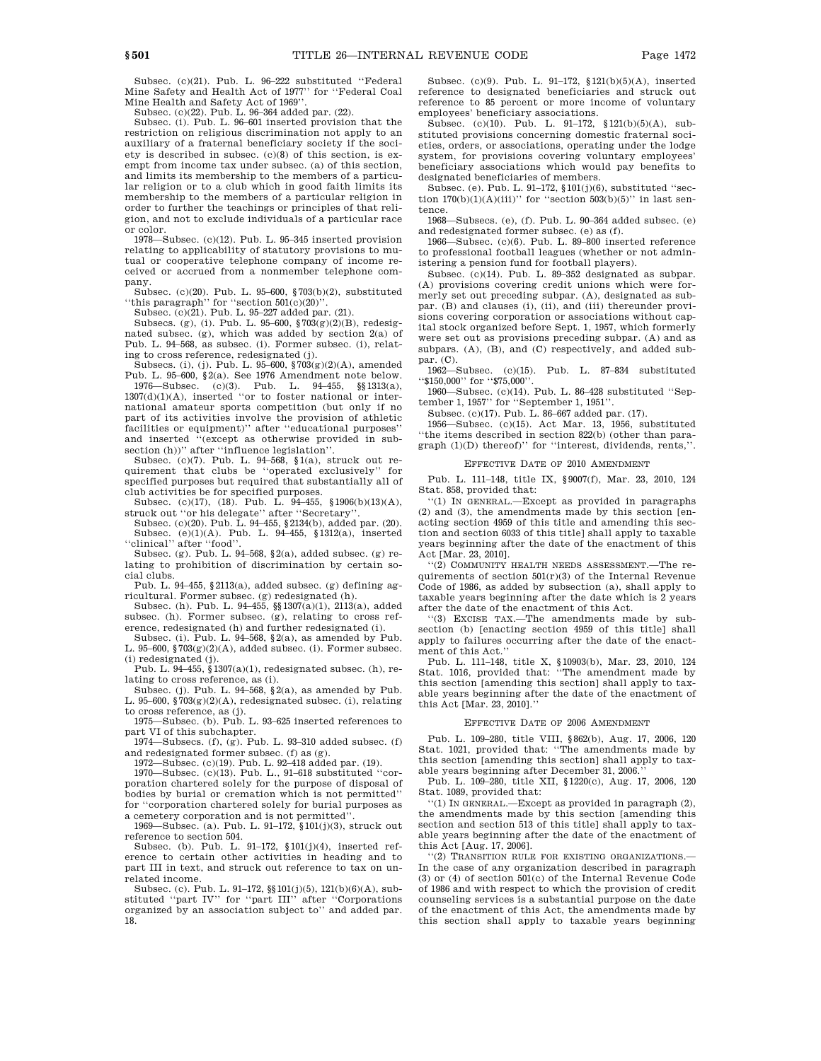Subsec. (c)(21). Pub. L. 96–222 substituted ''Federal Mine Safety and Health Act of 1977'' for ''Federal Coal Mine Health and Safety Act of 1969''.

Subsec. (c)(22). Pub. L. 96–364 added par. (22).

Subsec. (i). Pub. L. 96–601 inserted provision that the restriction on religious discrimination not apply to an auxiliary of a fraternal beneficiary society if the society is described in subsec. (c)(8) of this section, is exempt from income tax under subsec. (a) of this section, and limits its membership to the members of a particular religion or to a club which in good faith limits its membership to the members of a particular religion in order to further the teachings or principles of that religion, and not to exclude individuals of a particular race or color.

1978—Subsec. (c)(12). Pub. L. 95–345 inserted provision relating to applicability of statutory provisions to mutual or cooperative telephone company of income received or accrued from a nonmember telephone company.

Subsec. (c)(20). Pub. L. 95–600, §703(b)(2), substituted ''this paragraph'' for ''section 501(c)(20)''.

Subsec. (c)(21). Pub. L. 95–227 added par. (21).

Subsecs. (g), (i). Pub. L. 95–600, §703(g)(2)(B), redesignated subsec. (g), which was added by section 2(a) of Pub. L. 94–568, as subsec. (i). Former subsec. (i), relating to cross reference, redesignated (j).

Subsecs. (i), (j). Pub. L. 95–600, §703(g)(2)(A), amended Pub. L. 95–600, §2(a). See 1976 Amendment note below.

1976—Subsec. (c)(3). Pub. L. 94–455, §§1313(a), 1307(d)(1)(A), inserted ''or to foster national or international amateur sports competition (but only if no part of its activities involve the provision of athletic facilities or equipment)'' after ''educational purposes'' and inserted ''(except as otherwise provided in subsection (h))'' after ''influence legislation''.

Subsec. (c)(7). Pub. L. 94–568, §1(a), struck out requirement that clubs be ''operated exclusively'' for specified purposes but required that substantially all of club activities be for specified purposes.

Subsec. (c)(17), (18). Pub. L. 94–455, §1906(b)(13)(A), struck out ''or his delegate'' after ''Secretary''.

Subsec. (c)(20). Pub. L. 94–455, §2134(b), added par. (20).

Subsec. (e)(1)(A). Pub. L. 94–455, §1312(a), inserted ''clinical'' after ''food''.

Subsec. (g). Pub. L. 94–568, §2(a), added subsec. (g) relating to prohibition of discrimination by certain social clubs.

Pub. L. 94–455, §2113(a), added subsec. (g) defining agricultural. Former subsec. (g) redesignated (h).

Subsec. (h). Pub. L. 94–455, §§1307(a)(1), 2113(a), added subsec. (h). Former subsec. (g), relating to cross reference, redesignated (h) and further redesignated (i).

Subsec. (i). Pub. L. 94–568, §2(a), as amended by Pub. L. 95–600, §703(g)(2)(A), added subsec. (i). Former subsec. (i) redesignated (j).

Pub. L. 94–455, §1307(a)(1), redesignated subsec. (h), relating to cross reference, as (i).

Subsec. (j). Pub. L. 94–568, §2(a), as amended by Pub. L. 95–600, §703(g)(2)(A), redesignated subsec. (i), relating to cross reference, as (j).

1975—Subsec. (b). Pub. L. 93–625 inserted references to part VI of this subchapter.

1974—Subsecs. (f), (g). Pub. L. 93–310 added subsec. (f) and redesignated former subsec. (f) as (g).

1972—Subsec. (c)(19). Pub. L. 92–418 added par. (19).

1970—Subsec. (c)(13). Pub. L., 91–618 substituted ''corporation chartered solely for the purpose of disposal of bodies by burial or cremation which is not permitted'' for ''corporation chartered solely for burial purposes as a cemetery corporation and is not permitted''.

1969—Subsec. (a). Pub. L. 91–172, §101(j)(3), struck out reference to section 504.

Subsec. (b). Pub. L. 91–172, §101(j)(4), inserted reference to certain other activities in heading and to part III in text, and struck out reference to tax on unrelated income.

Subsec. (c). Pub. L. 91–172, §§101(j)(5), 121(b)(6)(A), substituted ''part IV'' for ''part III'' after ''Corporations organized by an association subject to'' and added par. 18.

Subsec. (c)(9). Pub. L. 91–172, §121(b)(5)(A), inserted reference to designated beneficiaries and struck out reference to 85 percent or more income of voluntary employees' beneficiary associations.

Subsec. (c)(10). Pub. L. 91–172, §121(b)(5)(A), substituted provisions concerning domestic fraternal societies, orders, or associations, operating under the lodge system, for provisions covering voluntary employees' beneficiary associations which would pay benefits to designated beneficiaries of members.

Subsec. (e). Pub. L. 91–172, §101(j)(6), substituted ''section 170(b)(1)(A)(iii)'' for ''section 503(b)(5)'' in last sentence.

1968—Subsecs. (e), (f). Pub. L. 90–364 added subsec. (e) and redesignated former subsec. (e) as (f).

1966—Subsec. (c)(6). Pub. L. 89–800 inserted reference to professional football leagues (whether or not administering a pension fund for football players).

Subsec. (c)(14). Pub. L. 89–352 designated as subpar. (A) provisions covering credit unions which were formerly set out preceding subpar. (A), designated as subpar. (B) and clauses (i), (ii), and (iii) thereunder provisions covering corporation or associations without capital stock organized before Sept. 1, 1957, which formerly were set out as provisions preceding subpar. (A) and as subpars. (A), (B), and (C) respectively, and added subpar. (C).

1962—Subsec. (c)(15). Pub. L. 87–834 substituted ''$150,000'' for ''$75,000''.

1960—Subsec. (c)(14). Pub. L. 86–428 substituted ''September 1, 1957'' for ''September 1, 1951''.

Subsec. (c)(17). Pub. L. 86–667 added par. (17).

1956—Subsec. (c)(15). Act Mar. 13, 1956, substituted ''the items described in section 822(b) (other than paragraph (1)(D) thereof)'' for ''interest, dividends, rents,''.

#### EFFECTIVE DATE OF 2010 AMENDMENT

Pub. L. 111–148, title IX, §9007(f), Mar. 23, 2010, 124 Stat. 858, provided that:

''(1) IN GENERAL.—Except as provided in paragraphs (2) and (3), the amendments made by this section [enacting section 4959 of this title and amending this section and section 6033 of this title] shall apply to taxable years beginning after the date of the enactment of this Act [Mar. 23, 2010].

''(2) COMMUNITY HEALTH NEEDS ASSESSMENT.—The requirements of section 501(r)(3) of the Internal Revenue Code of 1986, as added by subsection (a), shall apply to taxable years beginning after the date which is 2 years after the date of the enactment of this Act.

''(3) EXCISE TAX.—The amendments made by subsection (b) [enacting section 4959 of this title] shall apply to failures occurring after the date of the enactment of this Act.''

Pub. L. 111–148, title X, §10903(b), Mar. 23, 2010, 124 Stat. 1016, provided that: ''The amendment made by this section [amending this section] shall apply to taxable years beginning after the date of the enactment of this Act [Mar. 23, 2010].''

#### EFFECTIVE DATE OF 2006 AMENDMENT

Pub. L. 109–280, title VIII, §862(b), Aug. 17, 2006, 120 Stat. 1021, provided that: ''The amendments made by this section [amending this section] shall apply to taxable years beginning after December 31, 2006.''

Pub. L. 109–280, title XII, §1220(c), Aug. 17, 2006, 120 Stat. 1089, provided that:

''(1) IN GENERAL.—Except as provided in paragraph (2), the amendments made by this section [amending this section and section 513 of this title] shall apply to taxable years beginning after the date of the enactment of this Act [Aug. 17, 2006].

''(2) TRANSITION RULE FOR EXISTING ORGANIZATIONS.—In the case of any organization described in paragraph (3) or (4) of section 501(c) of the Internal Revenue Code of 1986 and with respect to which the provision of credit counseling services is a substantial purpose on the date of the enactment of this Act, the amendments made by this section shall apply to taxable years beginning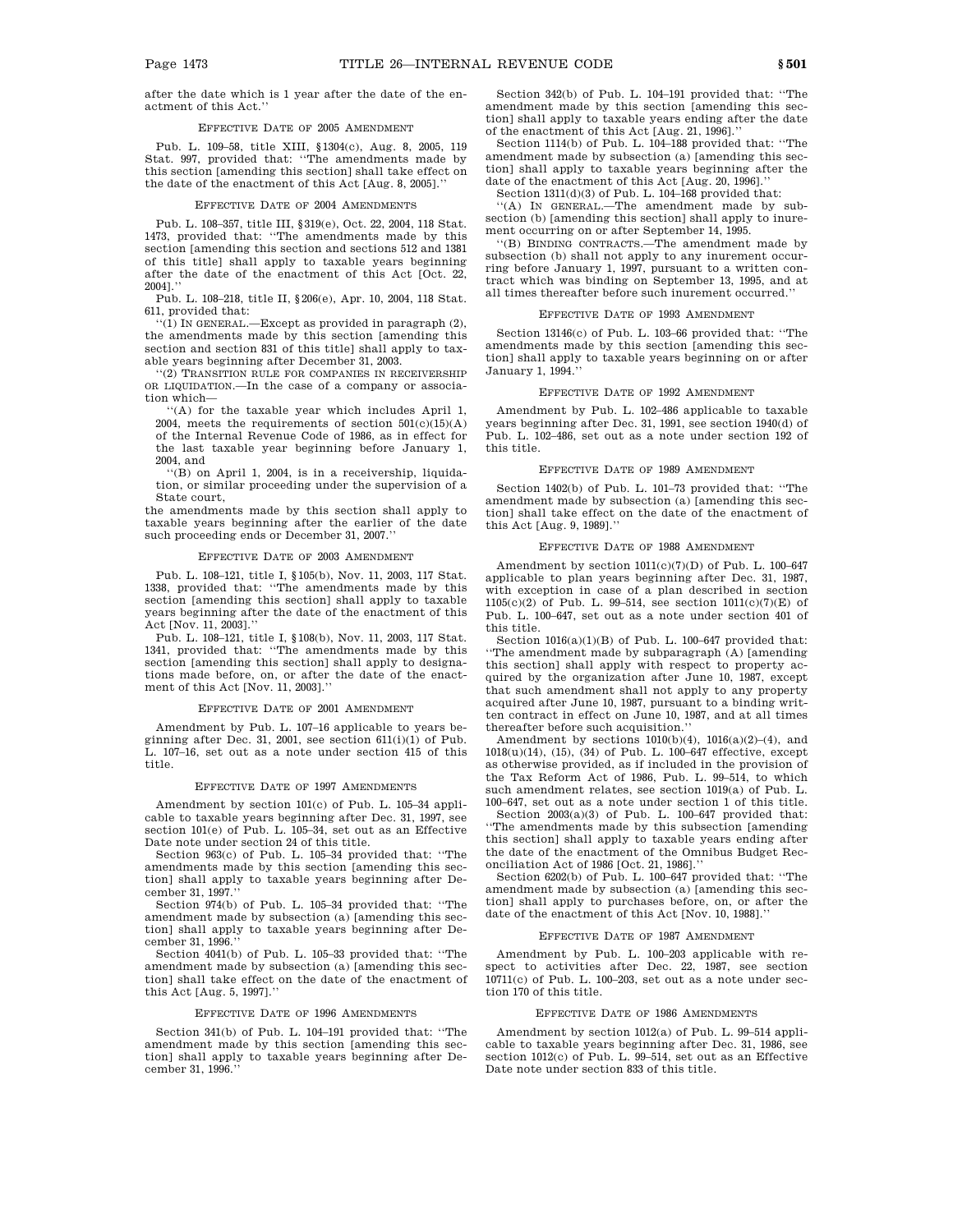after the date which is 1 year after the date of the enactment of this Act.''

### EFFECTIVE DATE OF 2005 AMENDMENT

Pub. L. 109–58, title XIII, §1304(c), Aug. 8, 2005, 119 Stat. 997, provided that: ''The amendments made by this section [amending this section] shall take effect on the date of the enactment of this Act [Aug. 8, 2005].''

### EFFECTIVE DATE OF 2004 AMENDMENTS

Pub. L. 108–357, title III, §319(e), Oct. 22, 2004, 118 Stat. 1473, provided that: ''The amendments made by this section [amending this section and sections 512 and 1381 of this title] shall apply to taxable years beginning after the date of the enactment of this Act [Oct. 22, 2004].''

Pub. L. 108–218, title II, §206(e), Apr. 10, 2004, 118 Stat. 611, provided that:

''(1) IN GENERAL.—Except as provided in paragraph (2), the amendments made by this section [amending this section and section 831 of this title] shall apply to taxable years beginning after December 31, 2003.

''(2) TRANSITION RULE FOR COMPANIES IN RECEIVERSHIP OR LIQUIDATION.—In the case of a company or association which—

''(A) for the taxable year which includes April 1, 2004, meets the requirements of section 501(c)(15)(A) of the Internal Revenue Code of 1986, as in effect for the last taxable year beginning before January 1, 2004, and

''(B) on April 1, 2004, is in a receivership, liquidation, or similar proceeding under the supervision of a State court,

the amendments made by this section shall apply to taxable years beginning after the earlier of the date such proceeding ends or December 31, 2007.''

### EFFECTIVE DATE OF 2003 AMENDMENT

Pub. L. 108–121, title I, §105(b), Nov. 11, 2003, 117 Stat. 1338, provided that: ''The amendments made by this section [amending this section] shall apply to taxable years beginning after the date of the enactment of this Act [Nov. 11, 2003].''

Pub. L. 108–121, title I, §108(b), Nov. 11, 2003, 117 Stat. 1341, provided that: ''The amendments made by this section [amending this section] shall apply to designations made before, on, or after the date of the enactment of this Act [Nov. 11, 2003].''

### EFFECTIVE DATE OF 2001 AMENDMENT

Amendment by Pub. L. 107–16 applicable to years beginning after Dec. 31, 2001, see section 611(i)(1) of Pub. L. 107–16, set out as a note under section 415 of this title.

### EFFECTIVE DATE OF 1997 AMENDMENTS

Amendment by section 101(c) of Pub. L. 105–34 applicable to taxable years beginning after Dec. 31, 1997, see section 101(e) of Pub. L. 105–34, set out as an Effective Date note under section 24 of this title.

Section 963(c) of Pub. L. 105–34 provided that: ''The amendments made by this section [amending this section] shall apply to taxable years beginning after December 31, 1997.''

Section 974(b) of Pub. L. 105–34 provided that: ''The amendment made by subsection (a) [amending this section] shall apply to taxable years beginning after December 31, 1996.''

Section 4041(b) of Pub. L. 105–33 provided that: ''The amendment made by subsection (a) [amending this section] shall take effect on the date of the enactment of this Act [Aug. 5, 1997].''

### EFFECTIVE DATE OF 1996 AMENDMENTS

Section 341(b) of Pub. L. 104–191 provided that: ''The amendment made by this section [amending this section] shall apply to taxable years beginning after December 31, 1996.''

Section 342(b) of Pub. L. 104–191 provided that: ''The amendment made by this section [amending this section] shall apply to taxable years ending after the date of the enactment of this Act [Aug. 21, 1996].''

Section 1114(b) of Pub. L. 104–188 provided that: ''The amendment made by subsection (a) [amending this section] shall apply to taxable years beginning after the date of the enactment of this Act [Aug. 20, 1996].''

Section 1311(d)(3) of Pub. L. 104–168 provided that:

''(A) IN GENERAL.—The amendment made by subsection (b) [amending this section] shall apply to inurement occurring on or after September 14, 1995.

''(B) BINDING CONTRACTS.—The amendment made by subsection (b) shall not apply to any inurement occurring before January 1, 1997, pursuant to a written contract which was binding on September 13, 1995, and at all times thereafter before such inurement occurred.''

### EFFECTIVE DATE OF 1993 AMENDMENT

Section 13146(c) of Pub. L. 103–66 provided that: ''The amendments made by this section [amending this section] shall apply to taxable years beginning on or after January 1, 1994.''

### EFFECTIVE DATE OF 1992 AMENDMENT

Amendment by Pub. L. 102–486 applicable to taxable years beginning after Dec. 31, 1991, see section 1940(d) of Pub. L. 102–486, set out as a note under section 192 of this title.

### EFFECTIVE DATE OF 1989 AMENDMENT

Section 1402(b) of Pub. L. 101–73 provided that: ''The amendment made by subsection (a) [amending this section] shall take effect on the date of the enactment of this Act [Aug. 9, 1989].''

### EFFECTIVE DATE OF 1988 AMENDMENT

Amendment by section 1011(c)(7)(D) of Pub. L. 100–647 applicable to plan years beginning after Dec. 31, 1987, with exception in case of a plan described in section 1105(c)(2) of Pub. L. 99–514, see section 1011(c)(7)(E) of Pub. L. 100–647, set out as a note under section 401 of this title.

Section 1016(a)(1)(B) of Pub. L. 100–647 provided that: ''The amendment made by subparagraph (A) [amending this section] shall apply with respect to property acquired by the organization after June 10, 1987, except that such amendment shall not apply to any property acquired after June 10, 1987, pursuant to a binding written contract in effect on June 10, 1987, and at all times thereafter before such acquisition.''

Amendment by sections 1010(b)(4), 1016(a)(2)–(4), and 1018(u)(14), (15), (34) of Pub. L. 100–647 effective, except as otherwise provided, as if included in the provision of the Tax Reform Act of 1986, Pub. L. 99–514, to which such amendment relates, see section 1019(a) of Pub. L. 100–647, set out as a note under section 1 of this title.

Section 2003(a)(3) of Pub. L. 100–647 provided that: ''The amendments made by this subsection [amending this section] shall apply to taxable years ending after the date of the enactment of the Omnibus Budget Reconciliation Act of 1986 [Oct. 21, 1986].''

Section 6202(b) of Pub. L. 100–647 provided that: ''The amendment made by subsection (a) [amending this section] shall apply to purchases before, on, or after the date of the enactment of this Act [Nov. 10, 1988].''

### EFFECTIVE DATE OF 1987 AMENDMENT

Amendment by Pub. L. 100–203 applicable with respect to activities after Dec. 22, 1987, see section 10711(c) of Pub. L. 100–203, set out as a note under section 170 of this title.

### EFFECTIVE DATE OF 1986 AMENDMENTS

Amendment by section 1012(a) of Pub. L. 99–514 applicable to taxable years beginning after Dec. 31, 1986, see section 1012(c) of Pub. L. 99–514, set out as an Effective Date note under section 833 of this title.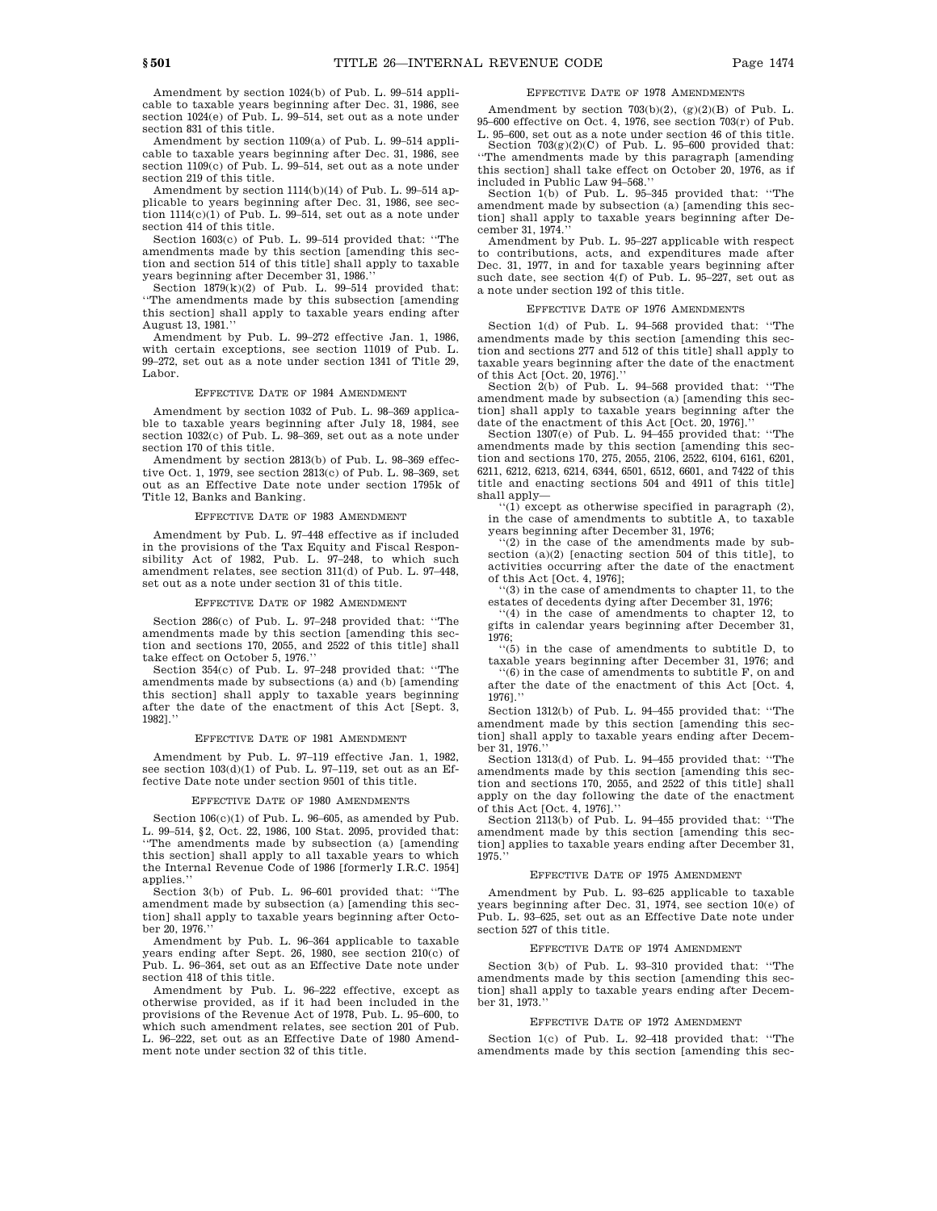Amendment by section 1024(b) of Pub. L. 99–514 applicable to taxable years beginning after Dec. 31, 1986, see section 1024(e) of Pub. L. 99–514, set out as a note under section 831 of this title.

Amendment by section 1109(a) of Pub. L. 99–514 applicable to taxable years beginning after Dec. 31, 1986, see section 1109(c) of Pub. L. 99–514, set out as a note under section 219 of this title.

Amendment by section 1114(b)(14) of Pub. L. 99–514 applicable to years beginning after Dec. 31, 1986, see section 1114(c)(1) of Pub. L. 99–514, set out as a note under section 414 of this title.

Section 1603(c) of Pub. L. 99–514 provided that: ''The amendments made by this section [amending this section and section 514 of this title] shall apply to taxable years beginning after December 31, 1986.''

Section 1879(k)(2) of Pub. L. 99–514 provided that: ''The amendments made by this subsection [amending this section] shall apply to taxable years ending after August 13, 1981.''

Amendment by Pub. L. 99–272 effective Jan. 1, 1986, with certain exceptions, see section 11019 of Pub. L. 99–272, set out as a note under section 1341 of Title 29, Labor.

### EFFECTIVE DATE OF 1984 AMENDMENT

Amendment by section 1032 of Pub. L. 98–369 applicable to taxable years beginning after July 18, 1984, see section 1032(c) of Pub. L. 98–369, set out as a note under section 170 of this title.

Amendment by section 2813(b) of Pub. L. 98–369 effective Oct. 1, 1979, see section 2813(c) of Pub. L. 98–369, set out as an Effective Date note under section 1795k of Title 12, Banks and Banking.

### EFFECTIVE DATE OF 1983 AMENDMENT

Amendment by Pub. L. 97–448 effective as if included in the provisions of the Tax Equity and Fiscal Responsibility Act of 1982, Pub. L. 97–248, to which such amendment relates, see section 311(d) of Pub. L. 97–448, set out as a note under section 31 of this title.

### EFFECTIVE DATE OF 1982 AMENDMENT

Section 286(c) of Pub. L. 97–248 provided that: ''The amendments made by this section [amending this section and sections 170, 2055, and 2522 of this title] shall take effect on October 5, 1976.''

Section 354(c) of Pub. L. 97–248 provided that: ''The amendments made by subsections (a) and (b) [amending this section] shall apply to taxable years beginning after the date of the enactment of this Act [Sept. 3, 1982].''

### EFFECTIVE DATE OF 1981 AMENDMENT

Amendment by Pub. L. 97–119 effective Jan. 1, 1982, see section 103(d)(1) of Pub. L. 97–119, set out as an Effective Date note under section 9501 of this title.

### EFFECTIVE DATE OF 1980 AMENDMENTS

Section 106(c)(1) of Pub. L. 96–605, as amended by Pub. L. 99–514, §2, Oct. 22, 1986, 100 Stat. 2095, provided that: ''The amendments made by subsection (a) [amending this section] shall apply to all taxable years to which the Internal Revenue Code of 1986 [formerly I.R.C. 1954] applies.''

Section 3(b) of Pub. L. 96–601 provided that: ''The amendment made by subsection (a) [amending this section] shall apply to taxable years beginning after October 20, 1976.''

Amendment by Pub. L. 96–364 applicable to taxable years ending after Sept. 26, 1980, see section 210(c) of Pub. L. 96–364, set out as an Effective Date note under section 418 of this title.

Amendment by Pub. L. 96–222 effective, except as otherwise provided, as if it had been included in the provisions of the Revenue Act of 1978, Pub. L. 95–600, to which such amendment relates, see section 201 of Pub. L. 96–222, set out as an Effective Date of 1980 Amendment note under section 32 of this title.

### EFFECTIVE DATE OF 1978 AMENDMENTS

Amendment by section 703(b)(2), (g)(2)(B) of Pub. L. 95–600 effective on Oct. 4, 1976, see section 703(r) of Pub. L. 95–600, set out as a note under section 46 of this title.

Section 703(g)(2)(C) of Pub. L. 95–600 provided that: ''The amendments made by this paragraph [amending this section] shall take effect on October 20, 1976, as if included in Public Law 94–568.''

Section 1(b) of Pub. L. 95–345 provided that: ''The amendment made by subsection (a) [amending this section] shall apply to taxable years beginning after December 31, 1974.''

Amendment by Pub. L. 95–227 applicable with respect to contributions, acts, and expenditures made after Dec. 31, 1977, in and for taxable years beginning after such date, see section 4(f) of Pub. L. 95–227, set out as a note under section 192 of this title.

### EFFECTIVE DATE OF 1976 AMENDMENTS

Section 1(d) of Pub. L. 94–568 provided that: ''The amendments made by this section [amending this section and sections 277 and 512 of this title] shall apply to taxable years beginning after the date of the enactment of this Act [Oct. 20, 1976].''

Section 2(b) of Pub. L. 94–568 provided that: ''The amendment made by subsection (a) [amending this section] shall apply to taxable years beginning after the date of the enactment of this Act [Oct. 20, 1976].''

Section 1307(e) of Pub. L. 94–455 provided that: ''The amendments made by this section [amending this section and sections 170, 275, 2055, 2106, 2522, 6104, 6161, 6201, 6211, 6212, 6213, 6214, 6344, 6501, 6512, 6601, and 7422 of this title and enacting sections 504 and 4911 of this title] shall apply—

''(1) except as otherwise specified in paragraph (2), in the case of amendments to subtitle A, to taxable years beginning after December 31, 1976;

''(2) in the case of the amendments made by subsection (a)(2) [enacting section 504 of this title], to activities occurring after the date of the enactment of this Act [Oct. 4, 1976];

''(3) in the case of amendments to chapter 11, to the estates of decedents dying after December 31, 1976;

''(4) in the case of amendments to chapter 12, to gifts in calendar years beginning after December 31, 1976;

''(5) in the case of amendments to subtitle D, to taxable years beginning after December 31, 1976; and

''(6) in the case of amendments to subtitle F, on and after the date of the enactment of this Act [Oct. 4, 1976].''

Section 1312(b) of Pub. L. 94–455 provided that: ''The amendment made by this section [amending this section] shall apply to taxable years ending after December 31, 1976.''

Section 1313(d) of Pub. L. 94–455 provided that: ''The amendments made by this section [amending this section and sections 170, 2055, and 2522 of this title] shall apply on the day following the date of the enactment of this Act [Oct. 4, 1976].''

Section 2113(b) of Pub. L. 94–455 provided that: ''The amendment made by this section [amending this section] applies to taxable years ending after December 31, 1975.''

### EFFECTIVE DATE OF 1975 AMENDMENT

Amendment by Pub. L. 93–625 applicable to taxable years beginning after Dec. 31, 1974, see section 10(e) of Pub. L. 93–625, set out as an Effective Date note under section 527 of this title.

### EFFECTIVE DATE OF 1974 AMENDMENT

Section 3(b) of Pub. L. 93–310 provided that: ''The amendments made by this section [amending this section] shall apply to taxable years ending after December 31, 1973.''

### EFFECTIVE DATE OF 1972 AMENDMENT

Section 1(c) of Pub. L. 92–418 provided that: ''The amendments made by this section [amending this sec-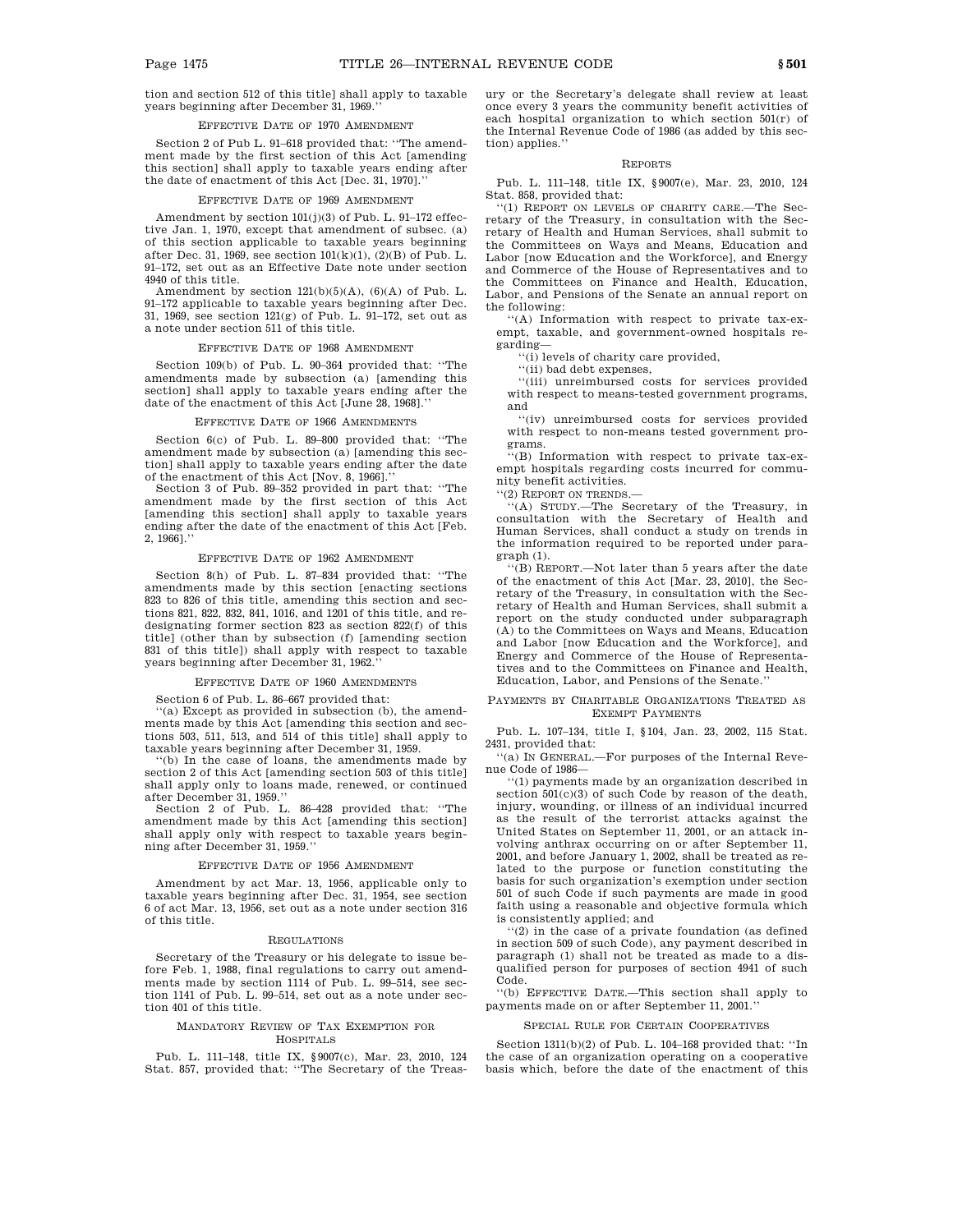tion and section 512 of this title] shall apply to taxable years beginning after December 31, 1969.''

### Effective Date of 1970 Amendment

Section 2 of Pub L. 91–618 provided that: ''The amendment made by the first section of this Act [amending this section] shall apply to taxable years ending after the date of enactment of this Act [Dec. 31, 1970].''

### Effective Date of 1969 Amendment

Amendment by section 101(j)(3) of Pub. L. 91–172 effective Jan. 1, 1970, except that amendment of subsec. (a) of this section applicable to taxable years beginning after Dec. 31, 1969, see section 101(k)(1), (2)(B) of Pub. L. 91–172, set out as an Effective Date note under section 4940 of this title.

Amendment by section 121(b)(5)(A), (6)(A) of Pub. L. 91–172 applicable to taxable years beginning after Dec. 31, 1969, see section 121(g) of Pub. L. 91–172, set out as a note under section 511 of this title.

### Effective Date of 1968 Amendment

Section 109(b) of Pub. L. 90–364 provided that: ''The amendments made by subsection (a) [amending this section] shall apply to taxable years ending after the date of the enactment of this Act [June 28, 1968].''

### Effective Date of 1966 Amendments

Section 6(c) of Pub. L. 89–800 provided that: ''The amendment made by subsection (a) [amending this section] shall apply to taxable years ending after the date of the enactment of this Act [Nov. 8, 1966].''

Section 3 of Pub. 89–352 provided in part that: ''The amendment made by the first section of this Act [amending this section] shall apply to taxable years ending after the date of the enactment of this Act [Feb. 2, 1966].''

### Effective Date of 1962 Amendment

Section 8(h) of Pub. L. 87–834 provided that: ''The amendments made by this section [enacting sections 823 to 826 of this title, amending this section and sections 821, 822, 832, 841, 1016, and 1201 of this title, and redesignating former section 823 as section 822(f) of this title] (other than by subsection (f) [amending section 831 of this title]) shall apply with respect to taxable years beginning after December 31, 1962.''

### Effective Date of 1960 Amendments

Section 6 of Pub. L. 86–667 provided that:

''(a) Except as provided in subsection (b), the amendments made by this Act [amending this section and sections 503, 511, 513, and 514 of this title] shall apply to taxable years beginning after December 31, 1959.

''(b) In the case of loans, the amendments made by section 2 of this Act [amending section 503 of this title] shall apply only to loans made, renewed, or continued after December 31, 1959.''

Section 2 of Pub. L. 86–428 provided that: ''The amendment made by this Act [amending this section] shall apply only with respect to taxable years beginning after December 31, 1959.''

### Effective Date of 1956 Amendment

Amendment by act Mar. 13, 1956, applicable only to taxable years beginning after Dec. 31, 1954, see section 6 of act Mar. 13, 1956, set out as a note under section 316 of this title.

### Regulations

Secretary of the Treasury or his delegate to issue before Feb. 1, 1988, final regulations to carry out amendments made by section 1114 of Pub. L. 99–514, see section 1141 of Pub. L. 99–514, set out as a note under section 401 of this title.

### Mandatory Review of Tax Exemption for Hospitals

Pub. L. 111–148, title IX, §9007(c), Mar. 23, 2010, 124 Stat. 857, provided that: ''The Secretary of the Treasury or the Secretary's delegate shall review at least once every 3 years the community benefit activities of each hospital organization to which section 501(r) of the Internal Revenue Code of 1986 (as added by this section) applies.''

### Reports

Pub. L. 111–148, title IX, §9007(e), Mar. 23, 2010, 124 Stat. 858, provided that:

''(1) Report on levels of charity care.—The Secretary of the Treasury, in consultation with the Secretary of Health and Human Services, shall submit to the Committees on Ways and Means, Education and Labor [now Education and the Workforce], and Energy and Commerce of the House of Representatives and to the Committees on Finance and Health, Education, Labor, and Pensions of the Senate an annual report on the following:

''(A) Information with respect to private tax-exempt, taxable, and government-owned hospitals regarding—

''(i) levels of charity care provided,

''(ii) bad debt expenses,

''(iii) unreimbursed costs for services provided with respect to means-tested government programs, and

''(iv) unreimbursed costs for services provided with respect to non-means tested government programs.

''(B) Information with respect to private tax-exempt hospitals regarding costs incurred for community benefit activities.

''(2) Report on trends.—

''(A) Study.—The Secretary of the Treasury, in consultation with the Secretary of Health and Human Services, shall conduct a study on trends in the information required to be reported under paragraph (1).

''(B) Report.—Not later than 5 years after the date of the enactment of this Act [Mar. 23, 2010], the Secretary of the Treasury, in consultation with the Secretary of Health and Human Services, shall submit a report on the study conducted under subparagraph (A) to the Committees on Ways and Means, Education and Labor [now Education and the Workforce], and Energy and Commerce of the House of Representatives and to the Committees on Finance and Health, Education, Labor, and Pensions of the Senate.''

### Payments by Charitable Organizations Treated as Exempt Payments

Pub. L. 107–134, title I, §104, Jan. 23, 2002, 115 Stat. 2431, provided that:

''(a) In General.—For purposes of the Internal Revenue Code of 1986—

''(1) payments made by an organization described in section 501(c)(3) of such Code by reason of the death, injury, wounding, or illness of an individual incurred as the result of the terrorist attacks against the United States on September 11, 2001, or an attack involving anthrax occurring on or after September 11, 2001, and before January 1, 2002, shall be treated as related to the purpose or function constituting the basis for such organization's exemption under section 501 of such Code if such payments are made in good faith using a reasonable and objective formula which is consistently applied; and

''(2) in the case of a private foundation (as defined in section 509 of such Code), any payment described in paragraph (1) shall not be treated as made to a disqualified person for purposes of section 4941 of such Code.

''(b) Effective Date.—This section shall apply to payments made on or after September 11, 2001.''

### Special Rule for Certain Cooperatives

Section 1311(b)(2) of Pub. L. 104–168 provided that: ''In the case of an organization operating on a cooperative basis which, before the date of the enactment of this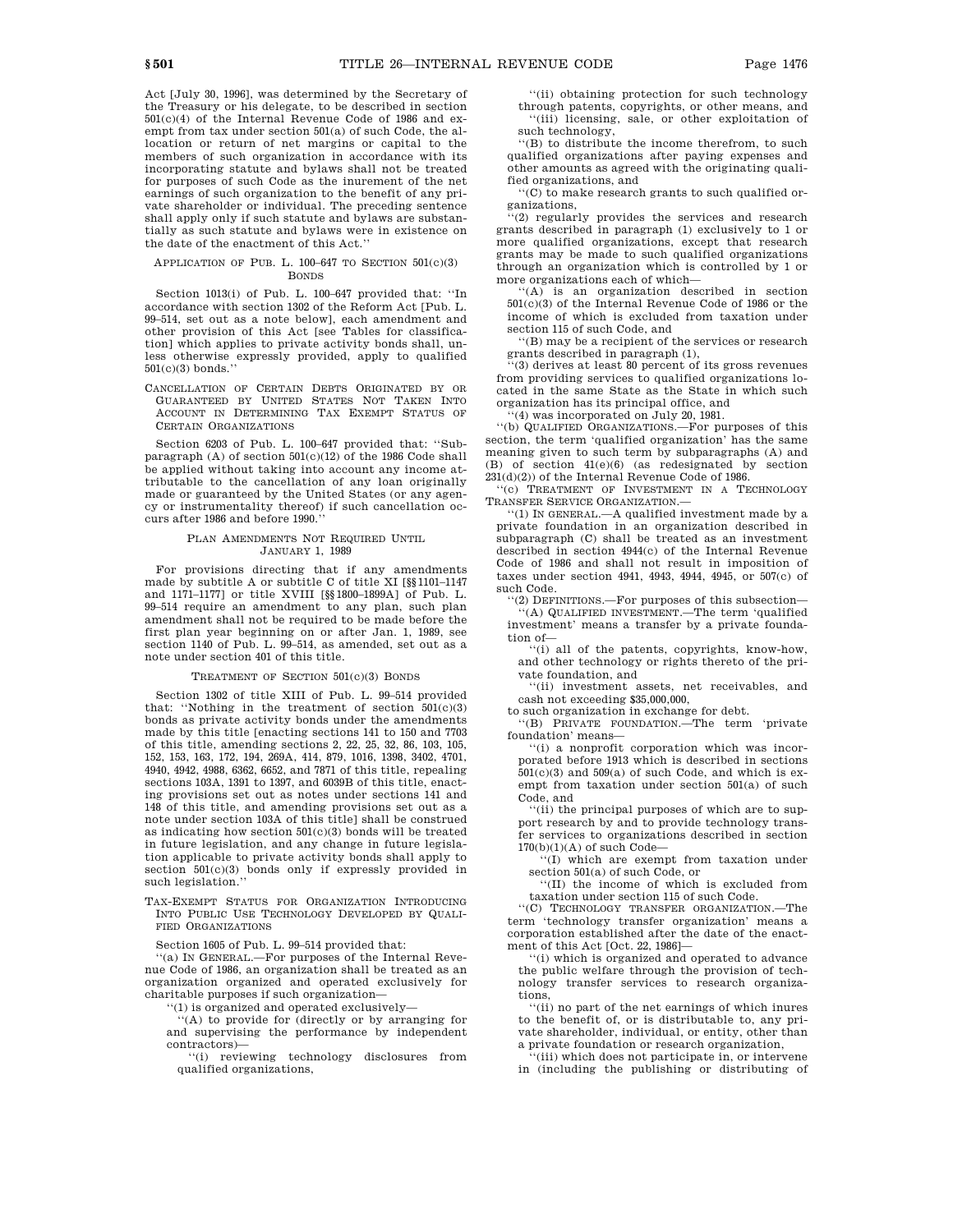Act [July 30, 1996], was determined by the Secretary of the Treasury or his delegate, to be described in section 501(c)(4) of the Internal Revenue Code of 1986 and exempt from tax under section 501(a) of such Code, the allocation or return of net margins or capital to the members of such organization in accordance with its incorporating statute and bylaws shall not be treated for purposes of such Code as the inurement of the net earnings of such organization to the benefit of any private shareholder or individual. The preceding sentence shall apply only if such statute and bylaws are substantially as such statute and bylaws were in existence on the date of the enactment of this Act.''

APPLICATION OF PUB. L. 100–647 TO SECTION 501(c)(3) BONDS

Section 1013(i) of Pub. L. 100–647 provided that: ''In accordance with section 1302 of the Reform Act [Pub. L. 99–514, set out as a note below], each amendment and other provision of this Act [see Tables for classification] which applies to private activity bonds shall, unless otherwise expressly provided, apply to qualified 501(c)(3) bonds.''

CANCELLATION OF CERTAIN DEBTS ORIGINATED BY OR GUARANTEED BY UNITED STATES NOT TAKEN INTO ACCOUNT IN DETERMINING TAX EXEMPT STATUS OF CERTAIN ORGANIZATIONS

Section 6203 of Pub. L. 100–647 provided that: ''Subparagraph (A) of section 501(c)(12) of the 1986 Code shall be applied without taking into account any income attributable to the cancellation of any loan originally made or guaranteed by the United States (or any agency or instrumentality thereof) if such cancellation occurs after 1986 and before 1990.''

PLAN AMENDMENTS NOT REQUIRED UNTIL JANUARY 1, 1989

For provisions directing that if any amendments made by subtitle A or subtitle C of title XI [§§1101–1147 and 1171–1177] or title XVIII [§§1800–1899A] of Pub. L. 99–514 require an amendment to any plan, such plan amendment shall not be required to be made before the first plan year beginning on or after Jan. 1, 1989, see section 1140 of Pub. L. 99–514, as amended, set out as a note under section 401 of this title.

TREATMENT OF SECTION 501(c)(3) BONDS

Section 1302 of title XIII of Pub. L. 99–514 provided that: ''Nothing in the treatment of section 501(c)(3) bonds as private activity bonds under the amendments made by this title [enacting sections 141 to 150 and 7703 of this title, amending sections 2, 22, 25, 32, 86, 103, 105, 152, 153, 163, 172, 194, 269A, 414, 879, 1016, 1398, 3402, 4701, 4940, 4942, 4988, 6362, 6652, and 7871 of this title, repealing sections 103A, 1391 to 1397, and 6039B of this title, enacting provisions set out as notes under sections 141 and 148 of this title, and amending provisions set out as a note under section 103A of this title] shall be construed as indicating how section 501(c)(3) bonds will be treated in future legislation, and any change in future legislation applicable to private activity bonds shall apply to section 501(c)(3) bonds only if expressly provided in such legislation.''

TAX-EXEMPT STATUS FOR ORGANIZATION INTRODUCING INTO PUBLIC USE TECHNOLOGY DEVELOPED BY QUALIFIED ORGANIZATIONS

Section 1605 of Pub. L. 99–514 provided that:

''(a) IN GENERAL.—For purposes of the Internal Revenue Code of 1986, an organization shall be treated as an organization organized and operated exclusively for charitable purposes if such organization—

''(1) is organized and operated exclusively—

''(A) to provide for (directly or by arranging for and supervising the performance by independent contractors)—

''(i) reviewing technology disclosures from qualified organizations,

''(ii) obtaining protection for such technology through patents, copyrights, or other means, and

''(iii) licensing, sale, or other exploitation of such technology,

''(B) to distribute the income therefrom, to such qualified organizations after paying expenses and other amounts as agreed with the originating qualified organizations, and

''(C) to make research grants to such qualified organizations,

''(2) regularly provides the services and research grants described in paragraph (1) exclusively to 1 or more qualified organizations, except that research grants may be made to such qualified organizations through an organization which is controlled by 1 or more organizations each of which—

''(A) is an organization described in section 501(c)(3) of the Internal Revenue Code of 1986 or the income of which is excluded from taxation under section 115 of such Code, and

''(B) may be a recipient of the services or research grants described in paragraph (1),

''(3) derives at least 80 percent of its gross revenues from providing services to qualified organizations located in the same State as the State in which such organization has its principal office, and

''(4) was incorporated on July 20, 1981.

''(b) QUALIFIED ORGANIZATIONS.—For purposes of this section, the term 'qualified organization' has the same meaning given to such term by subparagraphs (A) and (B) of section 41(e)(6) (as redesignated by section 231(d)(2)) of the Internal Revenue Code of 1986.

''(c) TREATMENT OF INVESTMENT IN A TECHNOLOGY TRANSFER SERVICE ORGANIZATION.—

''(1) IN GENERAL.—A qualified investment made by a private foundation in an organization described in subparagraph (C) shall be treated as an investment described in section 4944(c) of the Internal Revenue Code of 1986 and shall not result in imposition of taxes under section 4941, 4943, 4944, 4945, or 507(c) of such Code.

''(2) DEFINITIONS.—For purposes of this subsection—

''(A) QUALIFIED INVESTMENT.—The term 'qualified investment' means a transfer by a private foundation of—

''(i) all of the patents, copyrights, know-how, and other technology or rights thereto of the private foundation, and

''(ii) investment assets, net receivables, and cash not exceeding $35,000,000,

to such organization in exchange for debt.

''(B) PRIVATE FOUNDATION.—The term 'private foundation' means—

''(i) a nonprofit corporation which was incorporated before 1913 which is described in sections 501(c)(3) and 509(a) of such Code, and which is exempt from taxation under section 501(a) of such Code, and

''(ii) the principal purposes of which are to support research by and to provide technology transfer services to organizations described in section 170(b)(1)(A) of such Code—

''(I) which are exempt from taxation under section 501(a) of such Code, or

''(II) the income of which is excluded from taxation under section 115 of such Code.

''(C) TECHNOLOGY TRANSFER ORGANIZATION.—The term 'technology transfer organization' means a corporation established after the date of the enactment of this Act [Oct. 22, 1986]—

''(i) which is organized and operated to advance the public welfare through the provision of technology transfer services to research organizations,

''(ii) no part of the net earnings of which inures to the benefit of, or is distributable to, any private shareholder, individual, or entity, other than a private foundation or research organization,

''(iii) which does not participate in, or intervene in (including the publishing or distributing of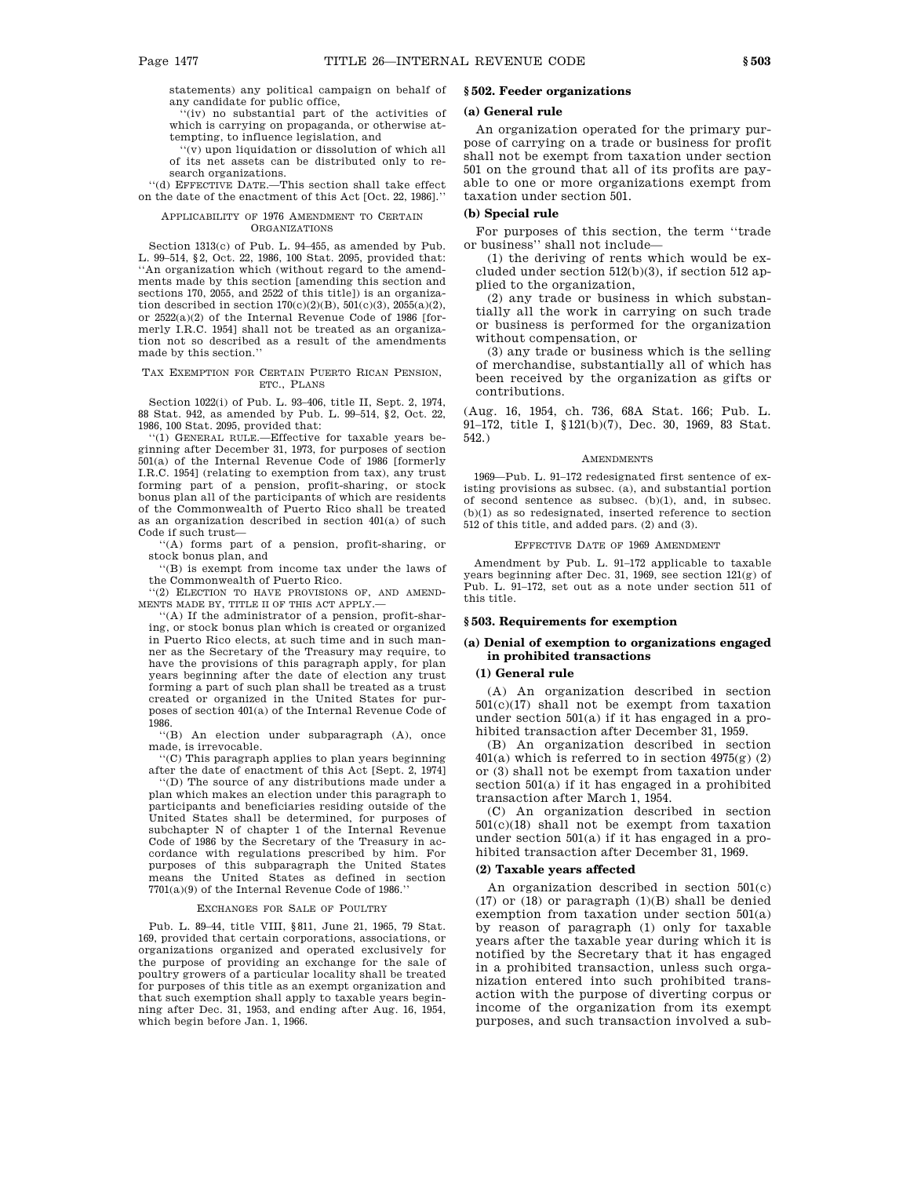statements) any political campaign on behalf of any candidate for public office,

''(iv) no substantial part of the activities of which is carrying on propaganda, or otherwise attempting, to influence legislation, and

''(v) upon liquidation or dissolution of which all of its net assets can be distributed only to research organizations.

''(d) EFFECTIVE DATE.—This section shall take effect on the date of the enactment of this Act [Oct. 22, 1986].''

APPLICABILITY OF 1976 AMENDMENT TO CERTAIN ORGANIZATIONS

Section 1313(c) of Pub. L. 94–455, as amended by Pub. L. 99–514, §2, Oct. 22, 1986, 100 Stat. 2095, provided that: ''An organization which (without regard to the amendments made by this section [amending this section and sections 170, 2055, and 2522 of this title]) is an organization described in section 170(c)(2)(B), 501(c)(3), 2055(a)(2), or 2522(a)(2) of the Internal Revenue Code of 1986 [formerly I.R.C. 1954] shall not be treated as an organization not so described as a result of the amendments made by this section.''

TAX EXEMPTION FOR CERTAIN PUERTO RICAN PENSION, ETC., PLANS

Section 1022(i) of Pub. L. 93–406, title II, Sept. 2, 1974, 88 Stat. 942, as amended by Pub. L. 99–514, §2, Oct. 22, 1986, 100 Stat. 2095, provided that:

''(1) GENERAL RULE.—Effective for taxable years beginning after December 31, 1973, for purposes of section 501(a) of the Internal Revenue Code of 1986 [formerly I.R.C. 1954] (relating to exemption from tax), any trust forming part of a pension, profit-sharing, or stock bonus plan all of the participants of which are residents of the Commonwealth of Puerto Rico shall be treated as an organization described in section 401(a) of such Code if such trust—

''(A) forms part of a pension, profit-sharing, or stock bonus plan, and

''(B) is exempt from income tax under the laws of the Commonwealth of Puerto Rico.

''(2) ELECTION TO HAVE PROVISIONS OF, AND AMENDMENTS MADE BY, TITLE II OF THIS ACT APPLY.—

''(A) If the administrator of a pension, profit-sharing, or stock bonus plan which is created or organized in Puerto Rico elects, at such time and in such manner as the Secretary of the Treasury may require, to have the provisions of this paragraph apply, for plan years beginning after the date of election any trust forming a part of such plan shall be treated as a trust created or organized in the United States for purposes of section 401(a) of the Internal Revenue Code of 1986.

''(B) An election under subparagraph (A), once made, is irrevocable.

''(C) This paragraph applies to plan years beginning after the date of enactment of this Act [Sept. 2, 1974]

''(D) The source of any distributions made under a plan which makes an election under this paragraph to participants and beneficiaries residing outside of the United States shall be determined, for purposes of subchapter N of chapter 1 of the Internal Revenue Code of 1986 by the Secretary of the Treasury in accordance with regulations prescribed by him. For purposes of this subparagraph the United States means the United States as defined in section 7701(a)(9) of the Internal Revenue Code of 1986.''

EXCHANGES FOR SALE OF POULTRY

Pub. L. 89–44, title VIII, §811, June 21, 1965, 79 Stat. 169, provided that certain corporations, associations, or organizations organized and operated exclusively for the purpose of providing an exchange for the sale of poultry growers of a particular locality shall be treated for purposes of this title as an exempt organization and that such exemption shall apply to taxable years beginning after Dec. 31, 1953, and ending after Aug. 16, 1954, which begin before Jan. 1, 1966.

## §502. Feeder organizations

### (a) General rule

An organization operated for the primary purpose of carrying on a trade or business for profit shall not be exempt from taxation under section 501 on the ground that all of its profits are payable to one or more organizations exempt from taxation under section 501.

### (b) Special rule

For purposes of this section, the term ''trade or business'' shall not include—

(1) the deriving of rents which would be excluded under section 512(b)(3), if section 512 applied to the organization,

(2) any trade or business in which substantially all the work in carrying on such trade or business is performed for the organization without compensation, or

(3) any trade or business which is the selling of merchandise, substantially all of which has been received by the organization as gifts or contributions.

(Aug. 16, 1954, ch. 736, 68A Stat. 166; Pub. L. 91–172, title I, §121(b)(7), Dec. 30, 1969, 83 Stat. 542.)

AMENDMENTS

1969—Pub. L. 91–172 redesignated first sentence of existing provisions as subsec. (a), and substantial portion of second sentence as subsec. (b)(1), and, in subsec. (b)(1) as so redesignated, inserted reference to section 512 of this title, and added pars. (2) and (3).

EFFECTIVE DATE OF 1969 AMENDMENT

Amendment by Pub. L. 91–172 applicable to taxable years beginning after Dec. 31, 1969, see section 121(g) of Pub. L. 91–172, set out as a note under section 511 of this title.

## §503. Requirements for exemption

### (a) Denial of exemption to organizations engaged in prohibited transactions

#### (1) General rule

(A) An organization described in section 501(c)(17) shall not be exempt from taxation under section 501(a) if it has engaged in a prohibited transaction after December 31, 1959.

(B) An organization described in section 401(a) which is referred to in section 4975(g) (2) or (3) shall not be exempt from taxation under section 501(a) if it has engaged in a prohibited transaction after March 1, 1954.

(C) An organization described in section 501(c)(18) shall not be exempt from taxation under section 501(a) if it has engaged in a prohibited transaction after December 31, 1969.

#### (2) Taxable years affected

An organization described in section 501(c) (17) or (18) or paragraph (1)(B) shall be denied exemption from taxation under section 501(a) by reason of paragraph (1) only for taxable years after the taxable year during which it is notified by the Secretary that it has engaged in a prohibited transaction, unless such organization entered into such prohibited transaction with the purpose of diverting corpus or income of the organization from its exempt purposes, and such transaction involved a sub-